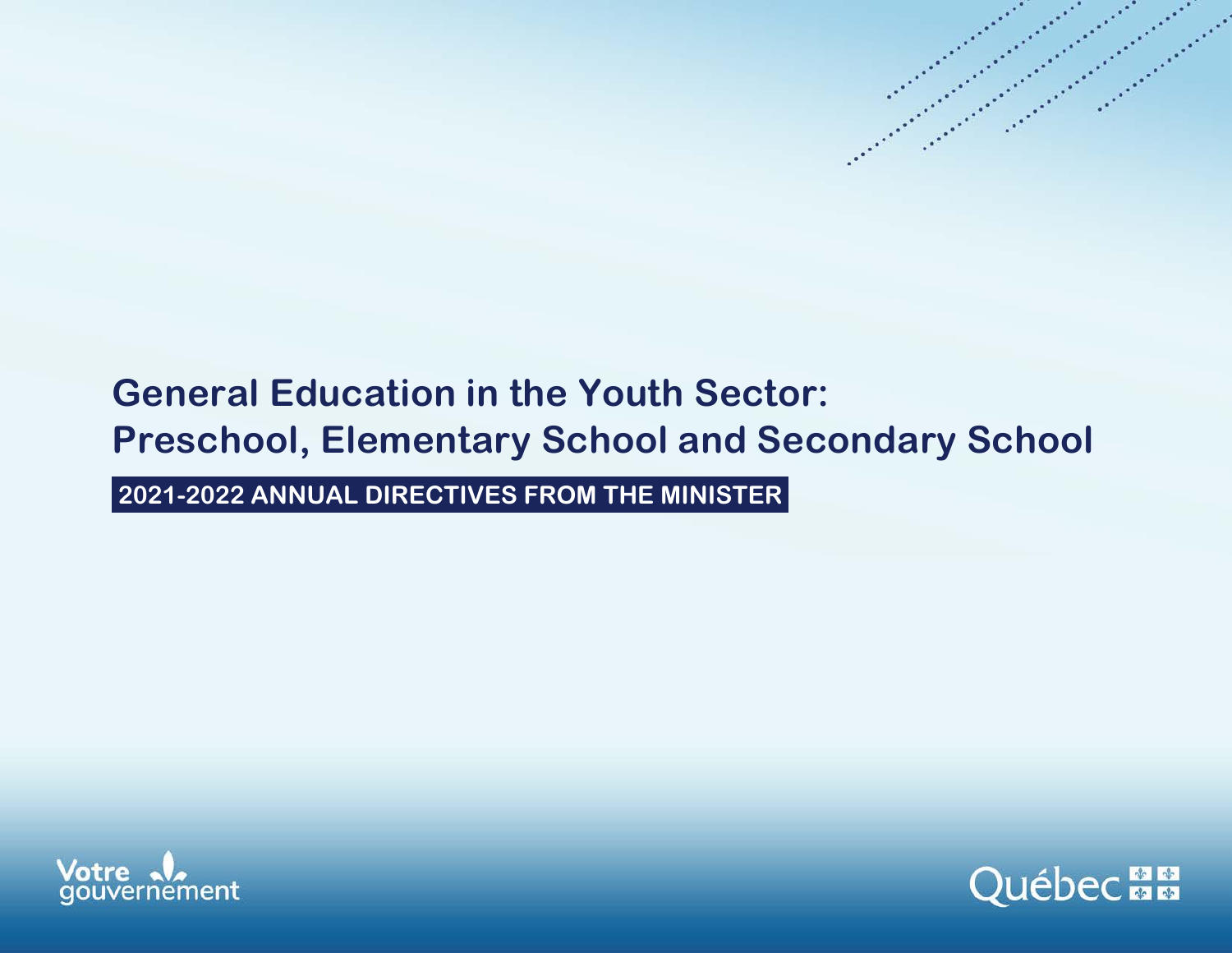# General Education in the Youth Sector: Preschool, Elementary School and Secondary School

**2021-2022 ANNUAL DIRECTIVES FROM THE MINISTER**

Votre gouvernement

Québec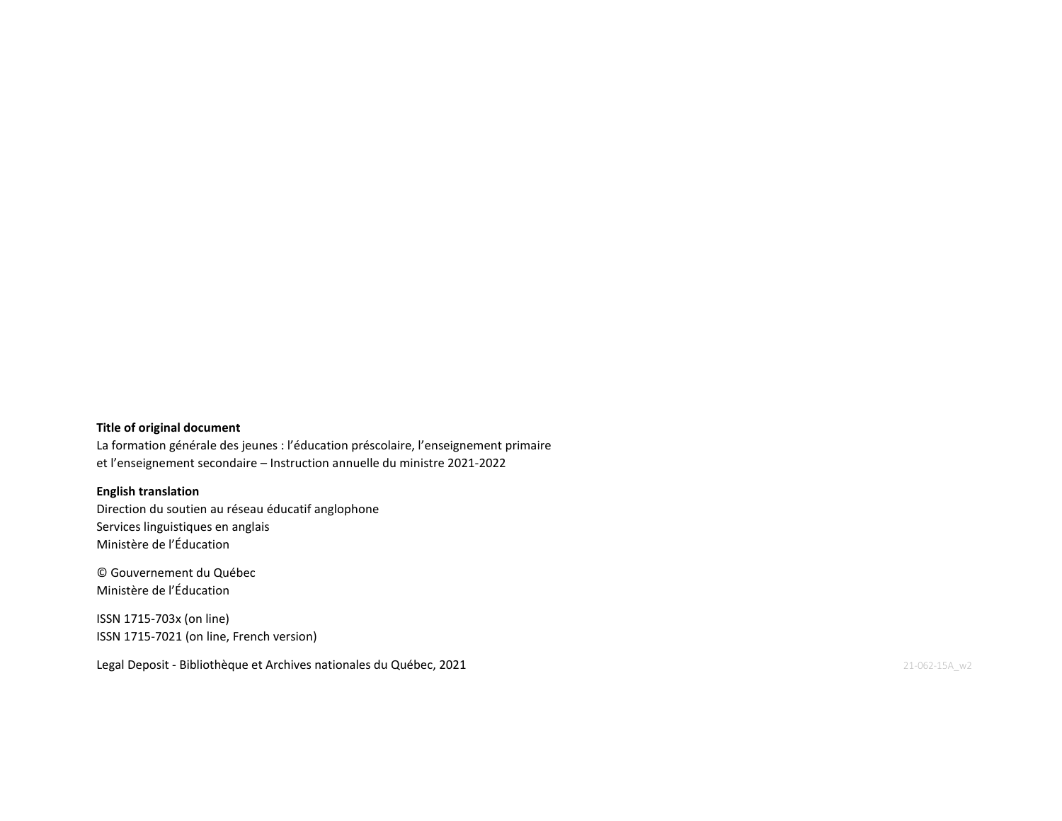**Title of original document**
La formation générale des jeunes : l’éducation préscolaire, l’enseignement primaire et l’enseignement secondaire – Instruction annuelle du ministre 2021-2022

**English translation**
Direction du soutien au réseau éducatif anglophone
Services linguistiques en anglais
Ministère de l’Éducation

© Gouvernement du Québec
Ministère de l’Éducation

ISSN 1715-703x (on line)
ISSN 1715-7021 (on line, French version)

Legal Deposit - Bibliothèque et Archives nationales du Québec, 2021

21-062-15A_w2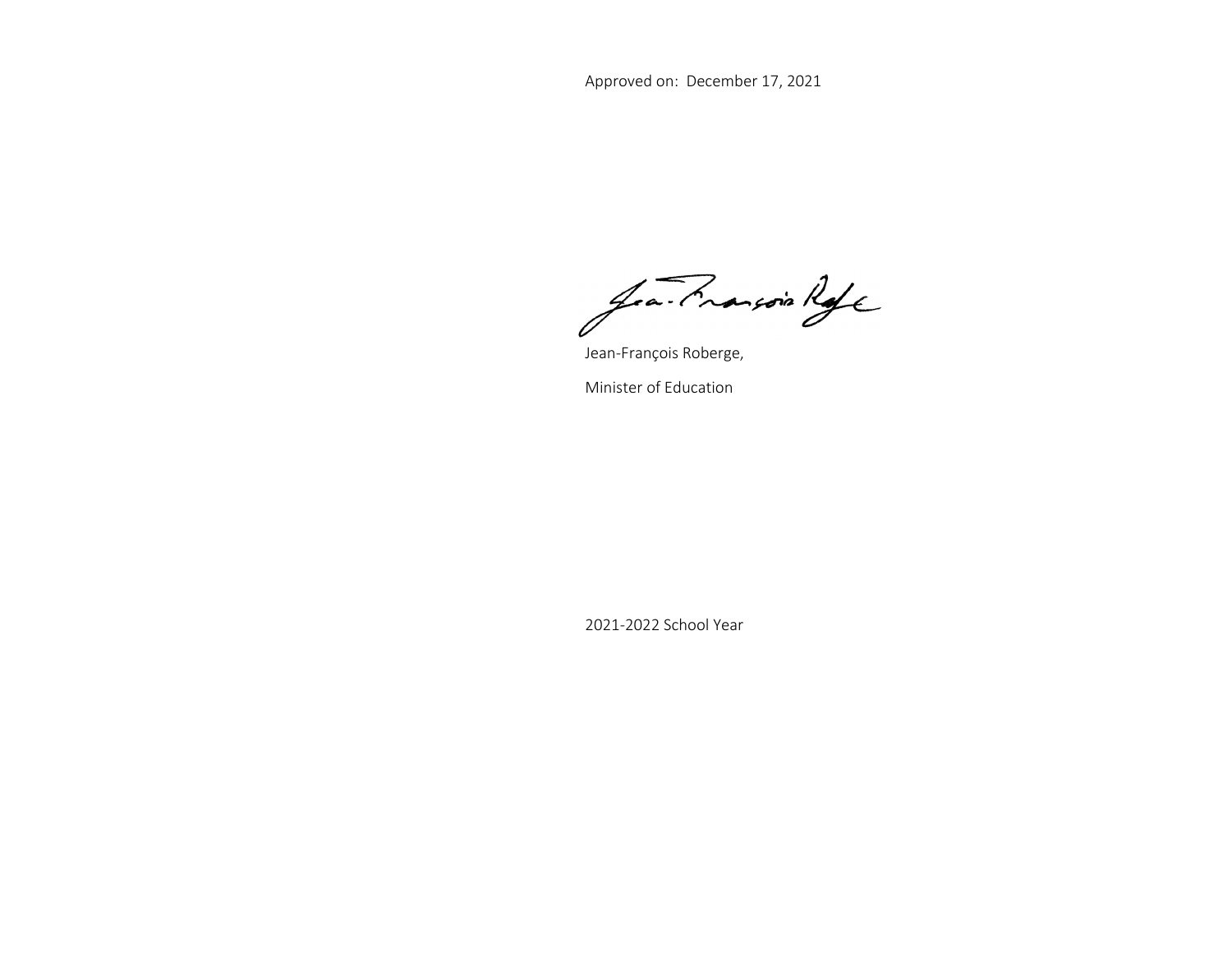Approved on: December 17, 2021

Jean-François Roberge,

Minister of Education

2021-2022 School Year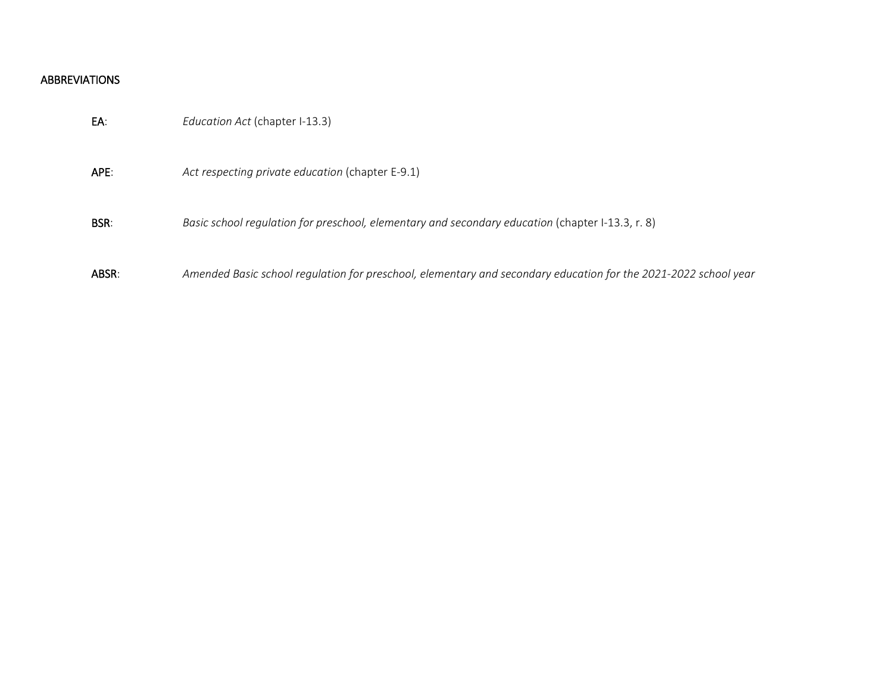## ABBREVIATIONS

**EA**: *Education Act* (chapter I-13.3)

**APE**: *Act respecting private education* (chapter E-9.1)

**BSR**: *Basic school regulation for preschool, elementary and secondary education* (chapter I-13.3, r. 8)

**ABSR**: *Amended Basic school regulation for preschool, elementary and secondary education for the 2021-2022 school year*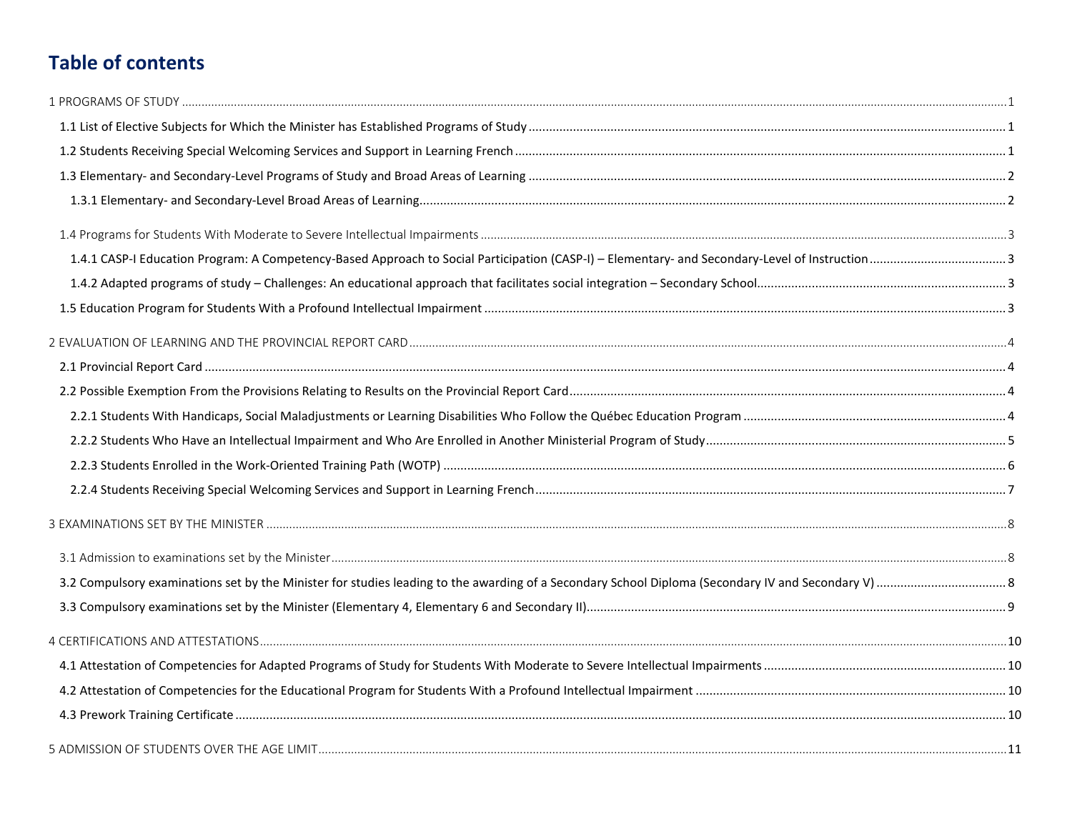# Table of contents

1 PROGRAMS OF STUDY ..... 1

- 1.1 List of Elective Subjects for Which the Minister has Established Programs of Study ..... 1
- 1.2 Students Receiving Special Welcoming Services and Support in Learning French ..... 1
- 1.3 Elementary- and Secondary-Level Programs of Study and Broad Areas of Learning ..... 2
  - 1.3.1 Elementary- and Secondary-Level Broad Areas of Learning ..... 2
- 1.4 Programs for Students With Moderate to Severe Intellectual Impairments ..... 3
  - 1.4.1 CASP-I Education Program: A Competency-Based Approach to Social Participation (CASP-I) – Elementary- and Secondary-Level of Instruction ..... 3
  - 1.4.2 Adapted programs of study – Challenges: An educational approach that facilitates social integration – Secondary School ..... 3
- 1.5 Education Program for Students With a Profound Intellectual Impairment ..... 3

2 EVALUATION OF LEARNING AND THE PROVINCIAL REPORT CARD ..... 4

- 2.1 Provincial Report Card ..... 4
- 2.2 Possible Exemption From the Provisions Relating to Results on the Provincial Report Card ..... 4
  - 2.2.1 Students With Handicaps, Social Maladjustments or Learning Disabilities Who Follow the Québec Education Program ..... 4
  - 2.2.2 Students Who Have an Intellectual Impairment and Who Are Enrolled in Another Ministerial Program of Study ..... 5
  - 2.2.3 Students Enrolled in the Work-Oriented Training Path (WOTP) ..... 6
  - 2.2.4 Students Receiving Special Welcoming Services and Support in Learning French ..... 7

3 EXAMINATIONS SET BY THE MINISTER ..... 8

- 3.1 Admission to examinations set by the Minister ..... 8
- 3.2 Compulsory examinations set by the Minister for studies leading to the awarding of a Secondary School Diploma (Secondary IV and Secondary V) ..... 8
- 3.3 Compulsory examinations set by the Minister (Elementary 4, Elementary 6 and Secondary II) ..... 9

4 CERTIFICATIONS AND ATTESTATIONS ..... 10

- 4.1 Attestation of Competencies for Adapted Programs of Study for Students With Moderate to Severe Intellectual Impairments ..... 10
- 4.2 Attestation of Competencies for the Educational Program for Students With a Profound Intellectual Impairment ..... 10
- 4.3 Prework Training Certificate ..... 10

5 ADMISSION OF STUDENTS OVER THE AGE LIMIT ..... 11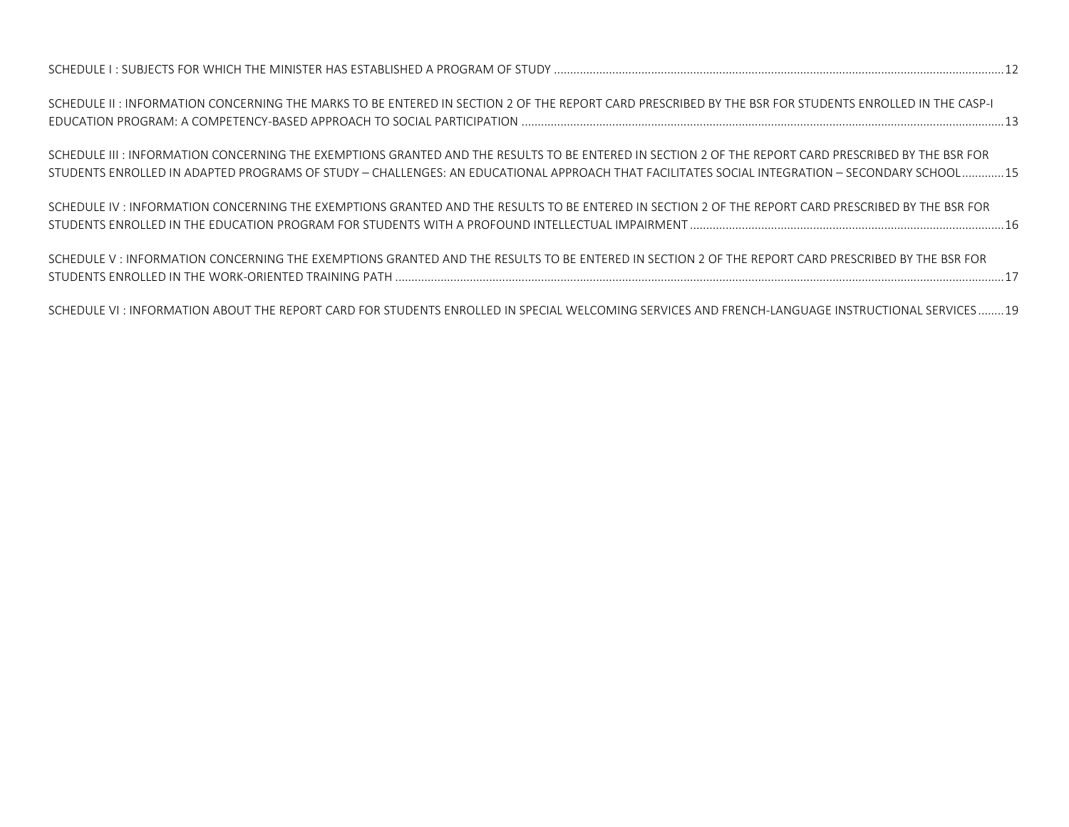SCHEDULE I : SUBJECTS FOR WHICH THE MINISTER HAS ESTABLISHED A PROGRAM OF STUDY ........................................................................................................................................12

SCHEDULE II : INFORMATION CONCERNING THE MARKS TO BE ENTERED IN SECTION 2 OF THE REPORT CARD PRESCRIBED BY THE BSR FOR STUDENTS ENROLLED IN THE CASP-I EDUCATION PROGRAM: A COMPETENCY-BASED APPROACH TO SOCIAL PARTICIPATION ..................................................................................................................................................13

SCHEDULE III : INFORMATION CONCERNING THE EXEMPTIONS GRANTED AND THE RESULTS TO BE ENTERED IN SECTION 2 OF THE REPORT CARD PRESCRIBED BY THE BSR FOR STUDENTS ENROLLED IN ADAPTED PROGRAMS OF STUDY – CHALLENGES: AN EDUCATIONAL APPROACH THAT FACILITATES SOCIAL INTEGRATION – SECONDARY SCHOOL.............15

SCHEDULE IV : INFORMATION CONCERNING THE EXEMPTIONS GRANTED AND THE RESULTS TO BE ENTERED IN SECTION 2 OF THE REPORT CARD PRESCRIBED BY THE BSR FOR STUDENTS ENROLLED IN THE EDUCATION PROGRAM FOR STUDENTS WITH A PROFOUND INTELLECTUAL IMPAIRMENT..............................................................................................16

SCHEDULE V : INFORMATION CONCERNING THE EXEMPTIONS GRANTED AND THE RESULTS TO BE ENTERED IN SECTION 2 OF THE REPORT CARD PRESCRIBED BY THE BSR FOR STUDENTS ENROLLED IN THE WORK-ORIENTED TRAINING PATH ...........................................................................................................................................................................17

SCHEDULE VI : INFORMATION ABOUT THE REPORT CARD FOR STUDENTS ENROLLED IN SPECIAL WELCOMING SERVICES AND FRENCH-LANGUAGE INSTRUCTIONAL SERVICES........19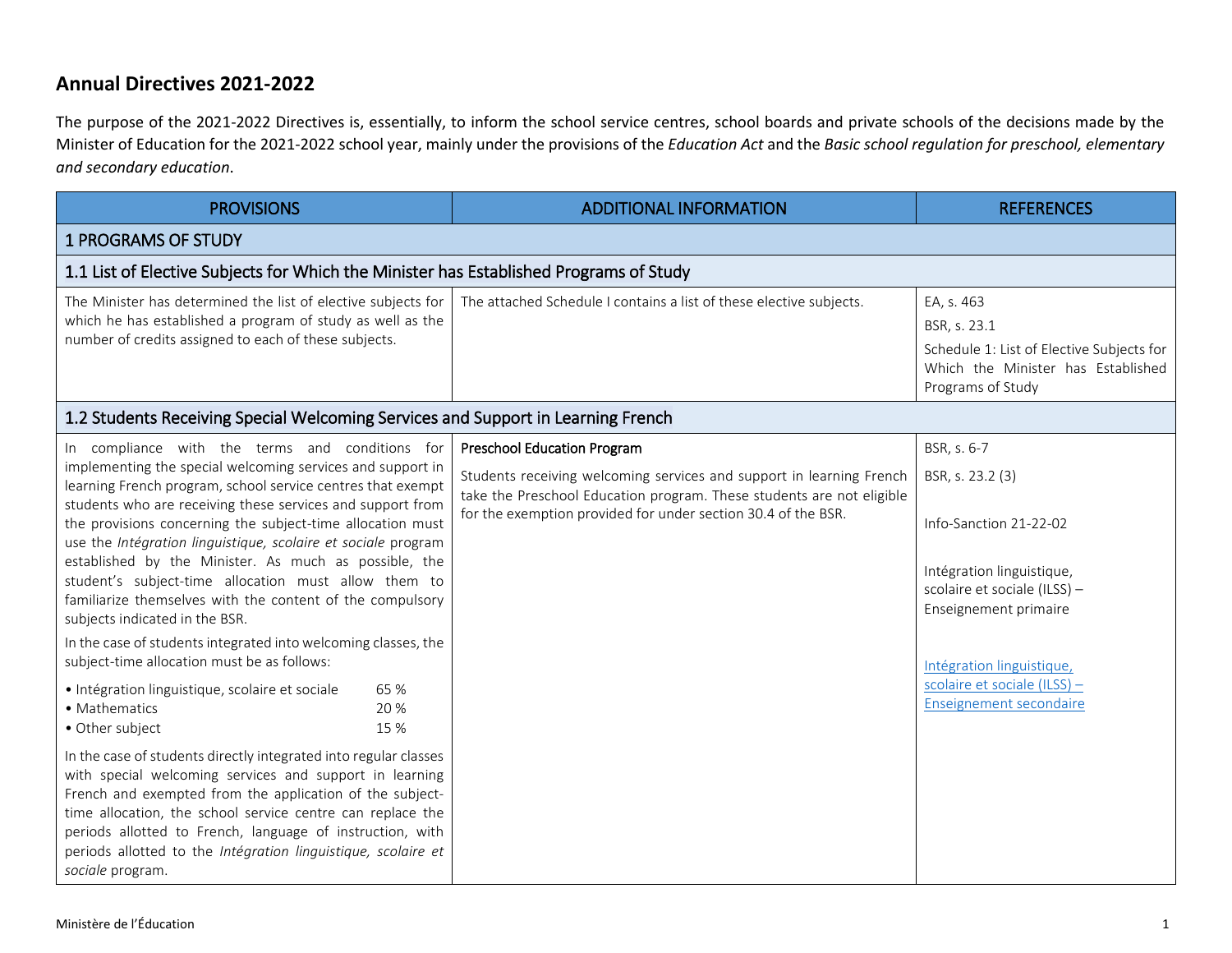# Annual Directives 2021-2022

The purpose of the 2021-2022 Directives is, essentially, to inform the school service centres, school boards and private schools of the decisions made by the Minister of Education for the 2021-2022 school year, mainly under the provisions of the *Education Act* and the *Basic school regulation for preschool, elementary and secondary education*.

| PROVISIONS | ADDITIONAL INFORMATION | REFERENCES |
|---|---|---|
| **1 PROGRAMS OF STUDY** | | |
| **1.1 List of Elective Subjects for Which the Minister has Established Programs of Study** | | |
| The Minister has determined the list of elective subjects for which he has established a program of study as well as the number of credits assigned to each of these subjects. | The attached Schedule I contains a list of these elective subjects. | EA, s. 463<br>BSR, s. 23.1<br>Schedule 1: List of Elective Subjects for Which the Minister has Established Programs of Study |
| **1.2 Students Receiving Special Welcoming Services and Support in Learning French** | | |
| In compliance with the terms and conditions for implementing the special welcoming services and support in learning French program, school service centres that exempt students who are receiving these services and support from the provisions concerning the subject-time allocation must use the *Intégration linguistique, scolaire et sociale* program established by the Minister. As much as possible, the student's subject-time allocation must allow them to familiarize themselves with the content of the compulsory subjects indicated in the BSR.<br><br>In the case of students integrated into welcoming classes, the subject-time allocation must be as follows:<br><br>• Intégration linguistique, scolaire et sociale 65 %<br>• Mathematics 20 %<br>• Other subject 15 %<br><br>In the case of students directly integrated into regular classes with special welcoming services and support in learning French and exempted from the application of the subject-time allocation, the school service centre can replace the periods allotted to French, language of instruction, with periods allotted to the *Intégration linguistique, scolaire et sociale* program. | **Preschool Education Program**<br><br>Students receiving welcoming services and support in learning French take the Preschool Education program. These students are not eligible for the exemption provided for under section 30.4 of the BSR. | BSR, s. 6-7<br>BSR, s. 23.2 (3)<br><br>Info-Sanction 21-22-02<br><br>Intégration linguistique, scolaire et sociale (ILSS) – Enseignement primaire<br><br>Intégration linguistique, scolaire et sociale (ILSS) – Enseignement secondaire |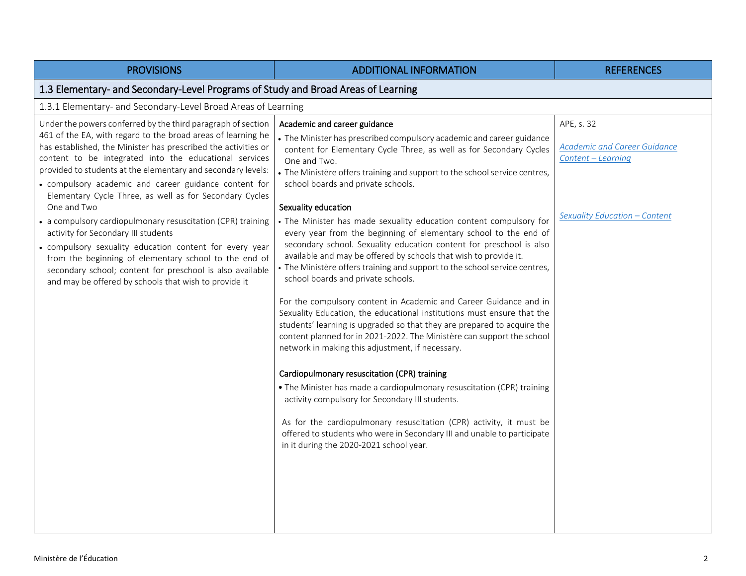| PROVISIONS | ADDITIONAL INFORMATION | REFERENCES |
| --- | --- | --- |
| **1.3 Elementary- and Secondary-Level Programs of Study and Broad Areas of Learning** | | |
| 1.3.1 Elementary- and Secondary-Level Broad Areas of Learning | | |
| Under the powers conferred by the third paragraph of section 461 of the EA, with regard to the broad areas of learning he has established, the Minister has prescribed the activities or content to be integrated into the educational services provided to students at the elementary and secondary levels:<br>• compulsory academic and career guidance content for Elementary Cycle Three, as well as for Secondary Cycles One and Two<br>• a compulsory cardiopulmonary resuscitation (CPR) training activity for Secondary III students<br>• compulsory sexuality education content for every year from the beginning of elementary school to the end of secondary school; content for preschool is also available and may be offered by schools that wish to provide it | **Academic and career guidance**<br>• The Minister has prescribed compulsory academic and career guidance content for Elementary Cycle Three, as well as for Secondary Cycles One and Two.<br>• The Ministère offers training and support to the school service centres, school boards and private schools.<br><br>**Sexuality education**<br>• The Minister has made sexuality education content compulsory for every year from the beginning of elementary school to the end of secondary school. Sexuality education content for preschool is also available and may be offered by schools that wish to provide it.<br>• The Ministère offers training and support to the school service centres, school boards and private schools.<br><br>For the compulsory content in Academic and Career Guidance and in Sexuality Education, the educational institutions must ensure that the students' learning is upgraded so that they are prepared to acquire the content planned for in 2021-2022. The Ministère can support the school network in making this adjustment, if necessary.<br><br>**Cardiopulmonary resuscitation (CPR) training**<br>• The Minister has made a cardiopulmonary resuscitation (CPR) training activity compulsory for Secondary III students.<br><br>As for the cardiopulmonary resuscitation (CPR) activity, it must be offered to students who were in Secondary III and unable to participate in it during the 2020-2021 school year. | APE, s. 32<br><br>*Academic and Career Guidance Content – Learning*<br><br>*Sexuality Education – Content* |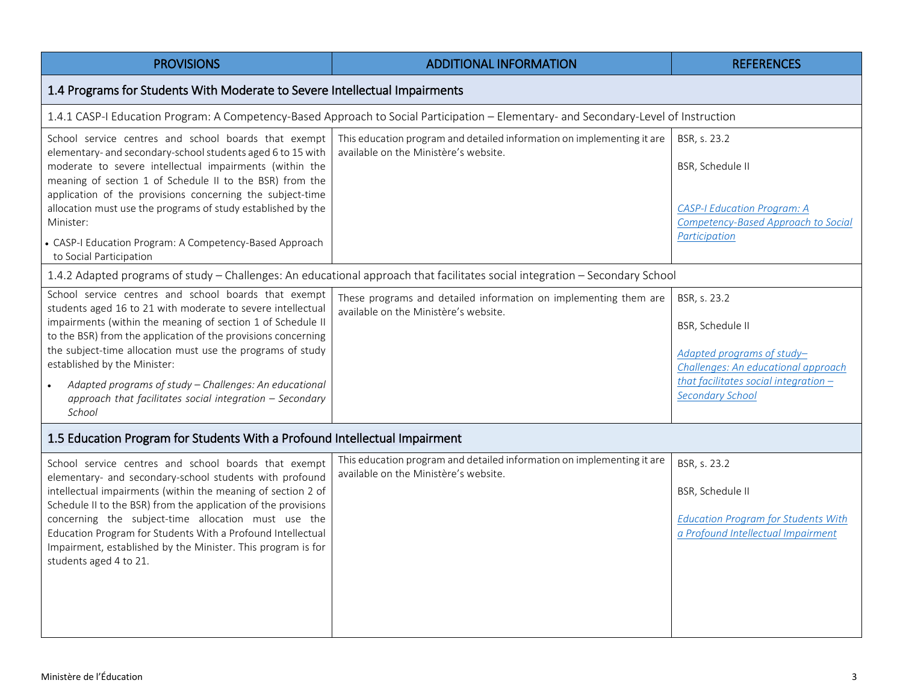| PROVISIONS | ADDITIONAL INFORMATION | REFERENCES |
|---|---|---|
| **1.4 Programs for Students With Moderate to Severe Intellectual Impairments** | | |
| 1.4.1 CASP-I Education Program: A Competency-Based Approach to Social Participation – Elementary- and Secondary-Level of Instruction | | |
| School service centres and school boards that exempt elementary- and secondary-school students aged 6 to 15 with moderate to severe intellectual impairments (within the meaning of section 1 of Schedule II to the BSR) from the application of the provisions concerning the subject-time allocation must use the programs of study established by the Minister:<br>• CASP-I Education Program: A Competency-Based Approach to Social Participation | This education program and detailed information on implementing it are available on the Ministère's website. | BSR, s. 23.2<br><br>BSR, Schedule II<br><br>*CASP-I Education Program: A Competency-Based Approach to Social Participation* |
| 1.4.2 Adapted programs of study – Challenges: An educational approach that facilitates social integration – Secondary School | | |
| School service centres and school boards that exempt students aged 16 to 21 with moderate to severe intellectual impairments (within the meaning of section 1 of Schedule II to the BSR) from the application of the provisions concerning the subject-time allocation must use the programs of study established by the Minister:<br>• *Adapted programs of study – Challenges: An educational approach that facilitates social integration – Secondary School* | These programs and detailed information on implementing them are available on the Ministère's website. | BSR, s. 23.2<br><br>BSR, Schedule II<br><br>*Adapted programs of study– Challenges: An educational approach that facilitates social integration – Secondary School* |
| **1.5 Education Program for Students With a Profound Intellectual Impairment** | | |
| School service centres and school boards that exempt elementary- and secondary-school students with profound intellectual impairments (within the meaning of section 2 of Schedule II to the BSR) from the application of the provisions concerning the subject-time allocation must use the Education Program for Students With a Profound Intellectual Impairment, established by the Minister. This program is for students aged 4 to 21. | This education program and detailed information on implementing it are available on the Ministère's website. | BSR, s. 23.2<br><br>BSR, Schedule II<br><br>*Education Program for Students With a Profound Intellectual Impairment* |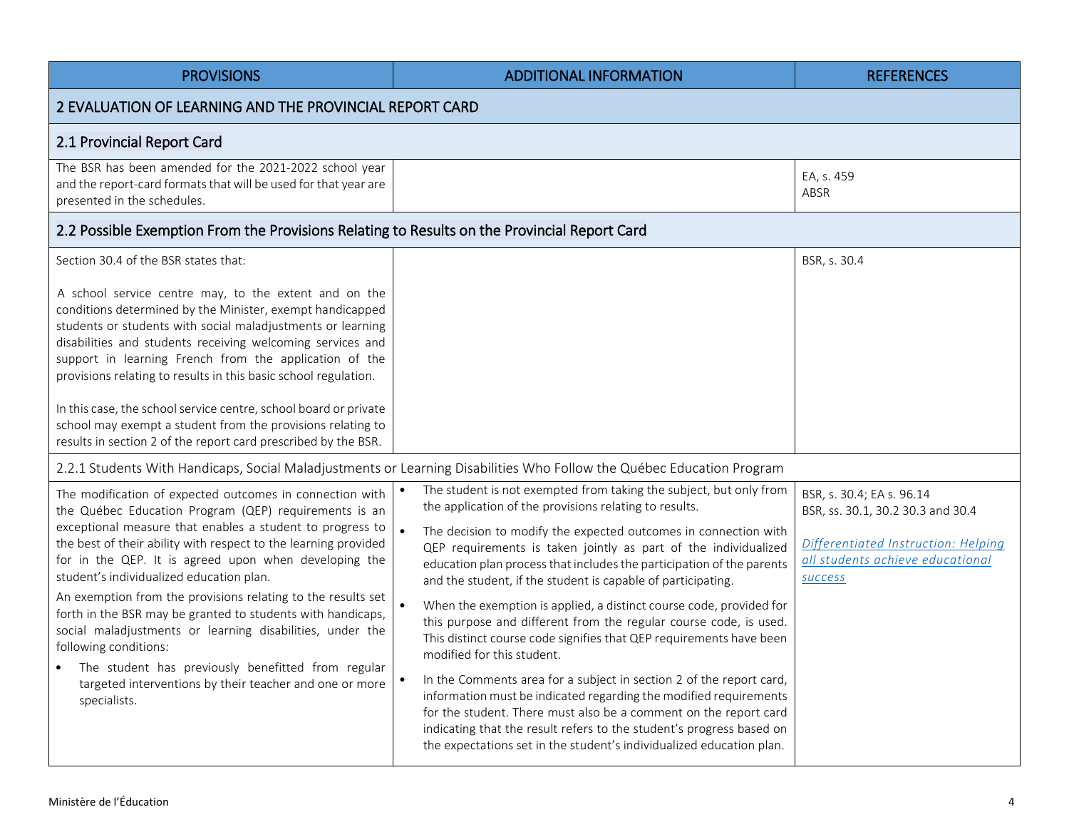| PROVISIONS | ADDITIONAL INFORMATION | REFERENCES |
| --- | --- | --- |
| **2 EVALUATION OF LEARNING AND THE PROVINCIAL REPORT CARD** | | |
| **2.1 Provincial Report Card** | | |
| The BSR has been amended for the 2021-2022 school year and the report-card formats that will be used for that year are presented in the schedules. | | EA, s. 459<br>ABSR |
| **2.2 Possible Exemption From the Provisions Relating to Results on the Provincial Report Card** | | |
| Section 30.4 of the BSR states that:<br><br>A school service centre may, to the extent and on the conditions determined by the Minister, exempt handicapped students or students with social maladjustments or learning disabilities and students receiving welcoming services and support in learning French from the application of the provisions relating to results in this basic school regulation.<br><br>In this case, the school service centre, school board or private school may exempt a student from the provisions relating to results in section 2 of the report card prescribed by the BSR. | | BSR, s. 30.4 |
| 2.2.1 Students With Handicaps, Social Maladjustments or Learning Disabilities Who Follow the Québec Education Program | | |
| The modification of expected outcomes in connection with the Québec Education Program (QEP) requirements is an exceptional measure that enables a student to progress to the best of their ability with respect to the learning provided for in the QEP. It is agreed upon when developing the student's individualized education plan.<br><br>An exemption from the provisions relating to the results set forth in the BSR may be granted to students with handicaps, social maladjustments or learning disabilities, under the following conditions:<br><br>• The student has previously benefitted from regular targeted interventions by their teacher and one or more specialists. | • The student is not exempted from taking the subject, but only from the application of the provisions relating to results.<br><br>• The decision to modify the expected outcomes in connection with QEP requirements is taken jointly as part of the individualized education plan process that includes the participation of the parents and the student, if the student is capable of participating.<br><br>• When the exemption is applied, a distinct course code, provided for this purpose and different from the regular course code, is used. This distinct course code signifies that QEP requirements have been modified for this student.<br><br>• In the Comments area for a subject in section 2 of the report card, information must be indicated regarding the modified requirements for the student. There must also be a comment on the report card indicating that the result refers to the student's progress based on the expectations set in the student's individualized education plan. | BSR, s. 30.4; EA s. 96.14<br>BSR, ss. 30.1, 30.2 30.3 and 30.4<br><br>*Differentiated Instruction: Helping all students achieve educational success* |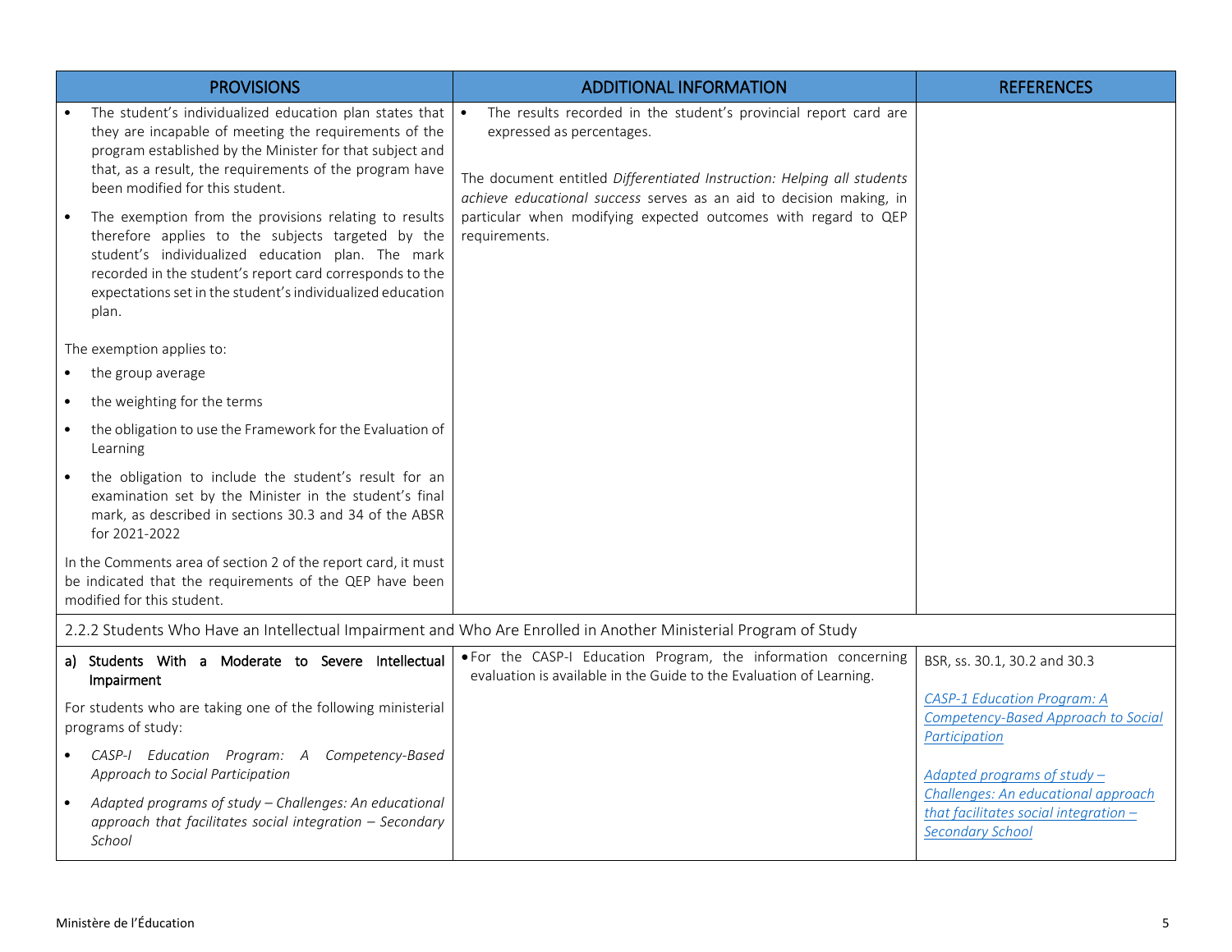| PROVISIONS | ADDITIONAL INFORMATION | REFERENCES |
|---|---|---|
| • The student's individualized education plan states that they are incapable of meeting the requirements of the program established by the Minister for that subject and that, as a result, the requirements of the program have been modified for this student.<br>• The exemption from the provisions relating to results therefore applies to the subjects targeted by the student's individualized education plan. The mark recorded in the student's report card corresponds to the expectations set in the student's individualized education plan.<br><br>The exemption applies to:<br>• the group average<br>• the weighting for the terms<br>• the obligation to use the Framework for the Evaluation of Learning<br>• the obligation to include the student's result for an examination set by the Minister in the student's final mark, as described in sections 30.3 and 34 of the ABSR for 2021-2022<br><br>In the Comments area of section 2 of the report card, it must be indicated that the requirements of the QEP have been modified for this student. | • The results recorded in the student's provincial report card are expressed as percentages.<br><br>The document entitled *Differentiated Instruction: Helping all students achieve educational success* serves as an aid to decision making, in particular when modifying expected outcomes with regard to QEP requirements. | |
| 2.2.2 Students Who Have an Intellectual Impairment and Who Are Enrolled in Another Ministerial Program of Study | | |
| **a) Students With a Moderate to Severe Intellectual Impairment**<br><br>For students who are taking one of the following ministerial programs of study:<br>• *CASP-I Education Program: A Competency-Based Approach to Social Participation*<br>• *Adapted programs of study – Challenges: An educational approach that facilitates social integration – Secondary School* | • For the CASP-I Education Program, the information concerning evaluation is available in the Guide to the Evaluation of Learning. | BSR, ss. 30.1, 30.2 and 30.3<br><br>*CASP-1 Education Program: A Competency-Based Approach to Social Participation*<br><br>*Adapted programs of study – Challenges: An educational approach that facilitates social integration – Secondary School* |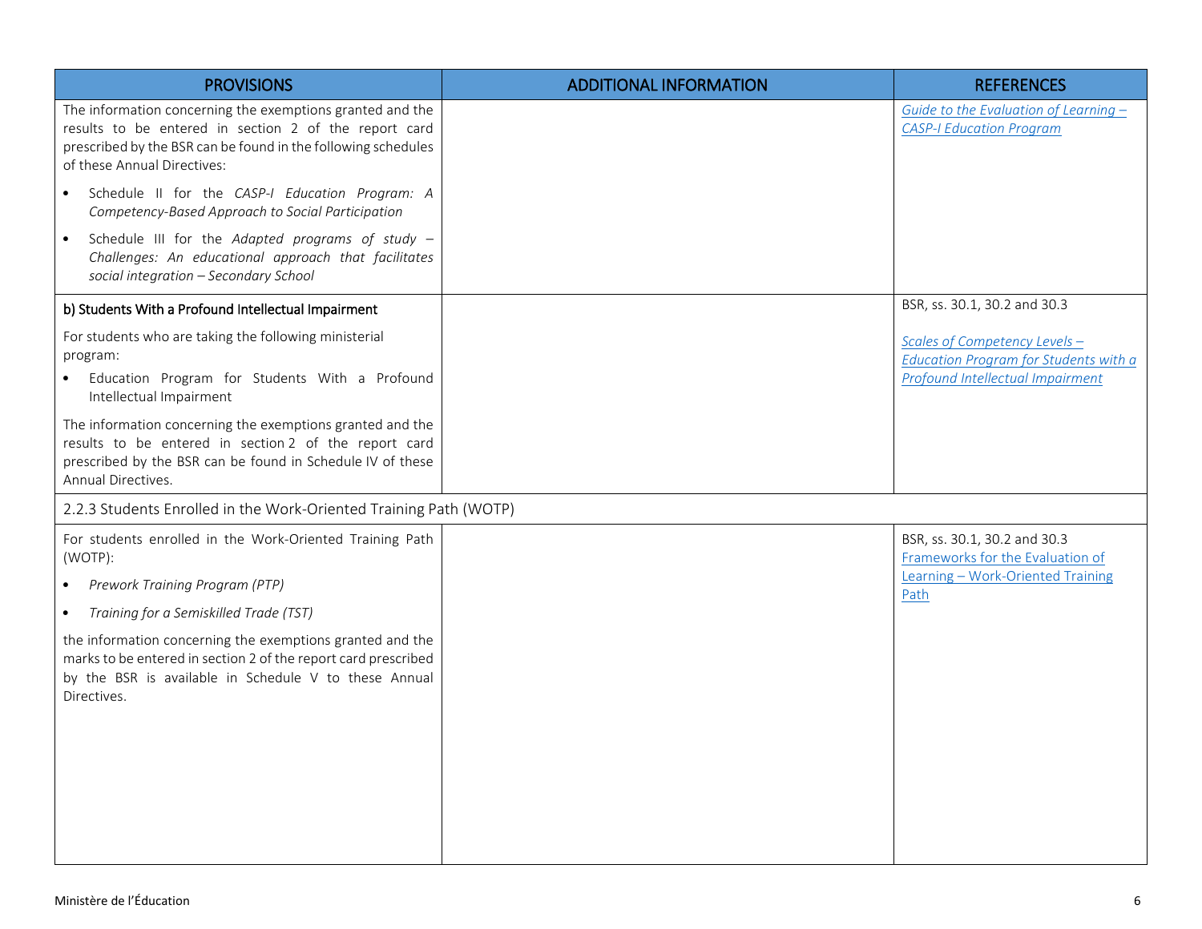| PROVISIONS | ADDITIONAL INFORMATION | REFERENCES |
|---|---|---|
| The information concerning the exemptions granted and the results to be entered in section 2 of the report card prescribed by the BSR can be found in the following schedules of these Annual Directives:<br>• Schedule II for the *CASP-I Education Program: A Competency-Based Approach to Social Participation*<br>• Schedule III for the *Adapted programs of study – Challenges: An educational approach that facilitates social integration – Secondary School* | | *Guide to the Evaluation of Learning – CASP-I Education Program* |
| **b) Students With a Profound Intellectual Impairment**<br>For students who are taking the following ministerial program:<br>• Education Program for Students With a Profound Intellectual Impairment<br>The information concerning the exemptions granted and the results to be entered in section 2 of the report card prescribed by the BSR can be found in Schedule IV of these Annual Directives. | | BSR, ss. 30.1, 30.2 and 30.3<br>*Scales of Competency Levels – Education Program for Students with a Profound Intellectual Impairment* |
| 2.2.3 Students Enrolled in the Work-Oriented Training Path (WOTP) | | |
| For students enrolled in the Work-Oriented Training Path (WOTP):<br>• *Prework Training Program (PTP)*<br>• *Training for a Semiskilled Trade (TST)*<br>the information concerning the exemptions granted and the marks to be entered in section 2 of the report card prescribed by the BSR is available in Schedule V to these Annual Directives. | | BSR, ss. 30.1, 30.2 and 30.3<br>Frameworks for the Evaluation of Learning – Work-Oriented Training Path |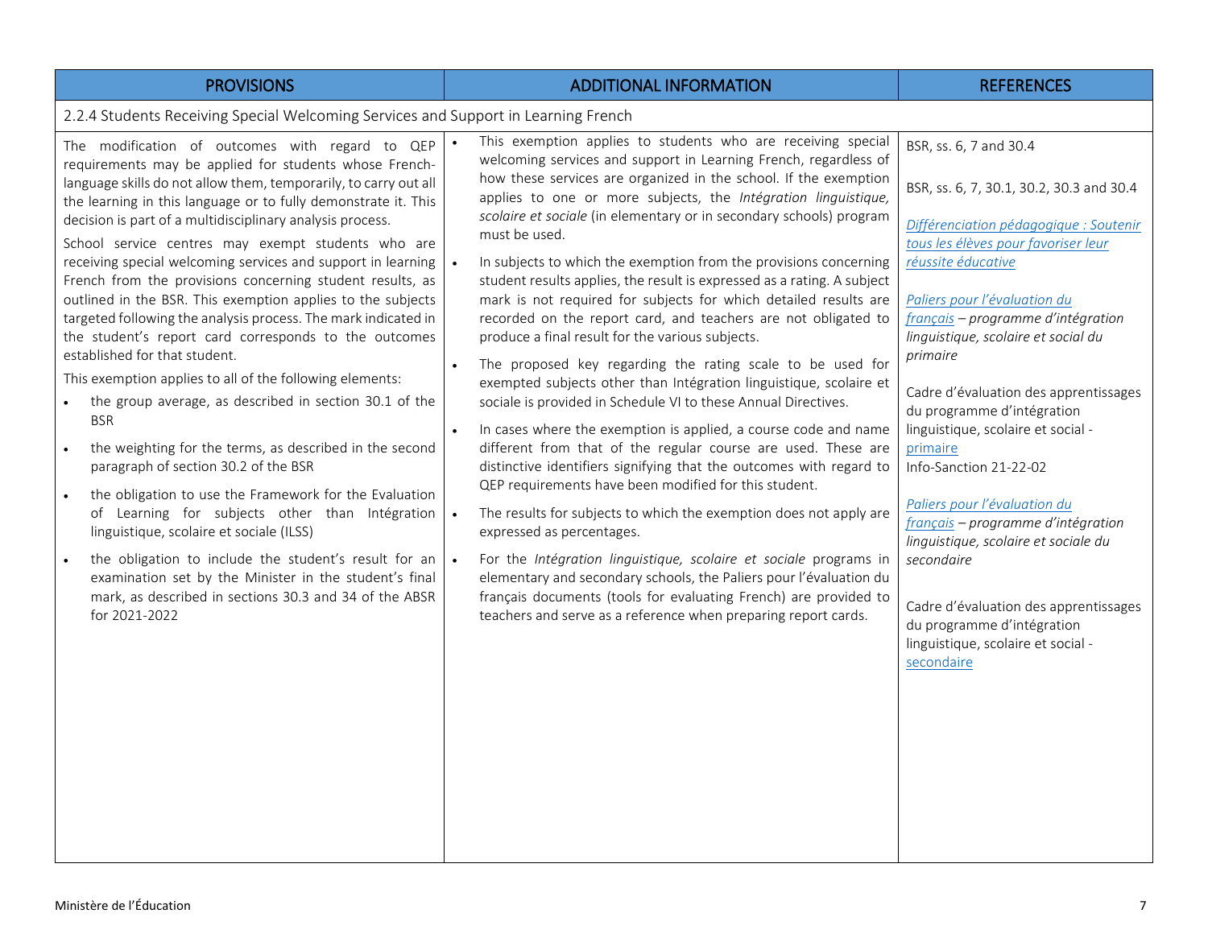| PROVISIONS | ADDITIONAL INFORMATION | REFERENCES |
|---|---|---|
| 2.2.4 Students Receiving Special Welcoming Services and Support in Learning French | | |
| The modification of outcomes with regard to QEP requirements may be applied for students whose French-language skills do not allow them, temporarily, to carry out all the learning in this language or to fully demonstrate it. This decision is part of a multidisciplinary analysis process.<br><br>School service centres may exempt students who are receiving special welcoming services and support in learning French from the provisions concerning student results, as outlined in the BSR. This exemption applies to the subjects targeted following the analysis process. The mark indicated in the student's report card corresponds to the outcomes established for that student.<br><br>This exemption applies to all of the following elements:<br>• the group average, as described in section 30.1 of the BSR<br>• the weighting for the terms, as described in the second paragraph of section 30.2 of the BSR<br>• the obligation to use the Framework for the Evaluation of Learning for subjects other than Intégration linguistique, scolaire et sociale (ILSS)<br>• the obligation to include the student's result for an examination set by the Minister in the student's final mark, as described in sections 30.3 and 34 of the ABSR for 2021-2022 | • This exemption applies to students who are receiving special welcoming services and support in Learning French, regardless of how these services are organized in the school. If the exemption applies to one or more subjects, the *Intégration linguistique, scolaire et sociale* (in elementary or in secondary schools) program must be used.<br>• In subjects to which the exemption from the provisions concerning student results applies, the result is expressed as a rating. A subject mark is not required for subjects for which detailed results are recorded on the report card, and teachers are not obligated to produce a final result for the various subjects.<br>• The proposed key regarding the rating scale to be used for exempted subjects other than Intégration linguistique, scolaire et sociale is provided in Schedule VI to these Annual Directives.<br>• In cases where the exemption is applied, a course code and name different from that of the regular course are used. These are distinctive identifiers signifying that the outcomes with regard to QEP requirements have been modified for this student.<br>• The results for subjects to which the exemption does not apply are expressed as percentages.<br>• For the *Intégration linguistique, scolaire et sociale* programs in elementary and secondary schools, the Paliers pour l'évaluation du français documents (tools for evaluating French) are provided to teachers and serve as a reference when preparing report cards. | BSR, ss. 6, 7 and 30.4<br><br>BSR, ss. 6, 7, 30.1, 30.2, 30.3 and 30.4<br><br>*Différenciation pédagogique : Soutenir tous les élèves pour favoriser leur réussite éducative*<br><br>*Paliers pour l'évaluation du français – programme d'intégration linguistique, scolaire et social du primaire*<br><br>Cadre d'évaluation des apprentissages du programme d'intégration linguistique, scolaire et social - primaire<br>Info-Sanction 21-22-02<br><br>*Paliers pour l'évaluation du français – programme d'intégration linguistique, scolaire et sociale du secondaire*<br><br>Cadre d'évaluation des apprentissages du programme d'intégration linguistique, scolaire et social - secondaire |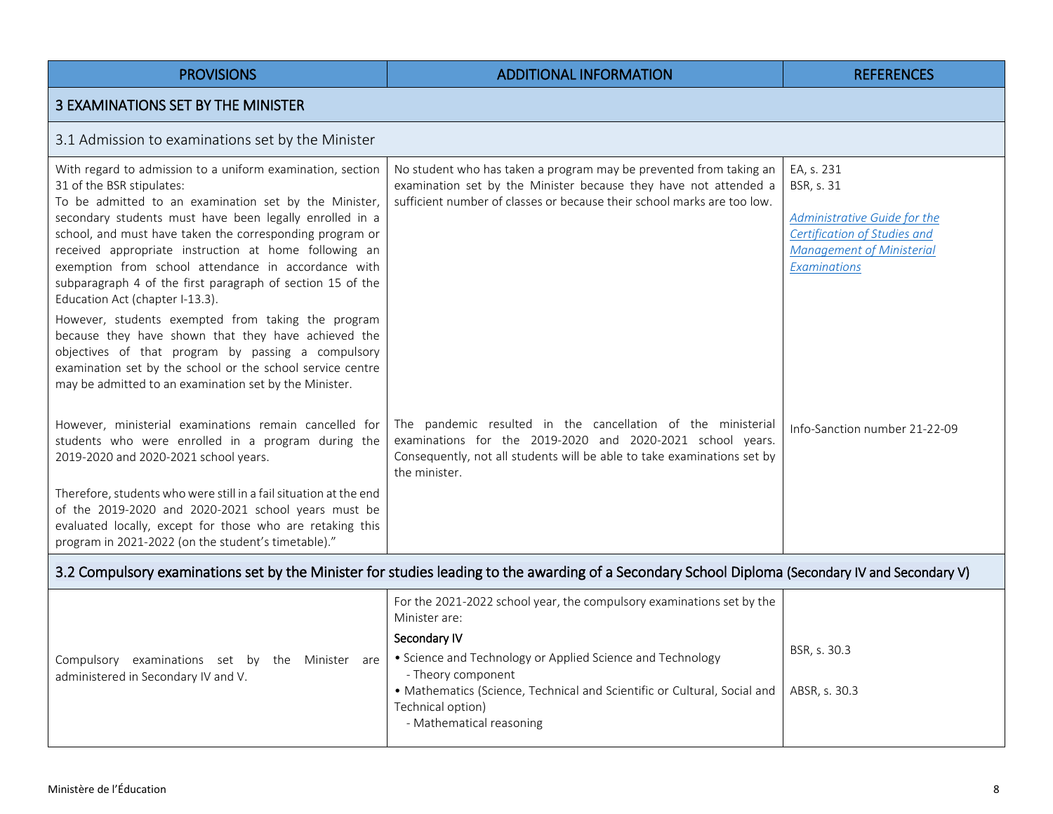| PROVISIONS | ADDITIONAL INFORMATION | REFERENCES |
| --- | --- | --- |
| **3 EXAMINATIONS SET BY THE MINISTER** | | |
| 3.1 Admission to examinations set by the Minister | | |
| With regard to admission to a uniform examination, section 31 of the BSR stipulates:<br>To be admitted to an examination set by the Minister, secondary students must have been legally enrolled in a school, and must have taken the corresponding program or received appropriate instruction at home following an exemption from school attendance in accordance with subparagraph 4 of the first paragraph of section 15 of the Education Act (chapter I-13.3).<br>However, students exempted from taking the program because they have shown that they have achieved the objectives of that program by passing a compulsory examination set by the school or the school service centre may be admitted to an examination set by the Minister. | No student who has taken a program may be prevented from taking an examination set by the Minister because they have not attended a sufficient number of classes or because their school marks are too low. | EA, s. 231<br>BSR, s. 31<br><br>*Administrative Guide for the Certification of Studies and Management of Ministerial Examinations* |
| However, ministerial examinations remain cancelled for students who were enrolled in a program during the 2019-2020 and 2020-2021 school years.<br><br>Therefore, students who were still in a fail situation at the end of the 2019-2020 and 2020-2021 school years must be evaluated locally, except for those who are retaking this program in 2021-2022 (on the student's timetable)." | The pandemic resulted in the cancellation of the ministerial examinations for the 2019-2020 and 2020-2021 school years. Consequently, not all students will be able to take examinations set by the minister. | Info-Sanction number 21-22-09 |
| **3.2 Compulsory examinations set by the Minister for studies leading to the awarding of a Secondary School Diploma (Secondary IV and Secondary V)** | | |
| Compulsory examinations set by the Minister are administered in Secondary IV and V. | For the 2021-2022 school year, the compulsory examinations set by the Minister are:<br>**Secondary IV**<br>• Science and Technology or Applied Science and Technology<br>- Theory component<br>• Mathematics (Science, Technical and Scientific or Cultural, Social and Technical option)<br>- Mathematical reasoning | BSR, s. 30.3<br><br>ABSR, s. 30.3 |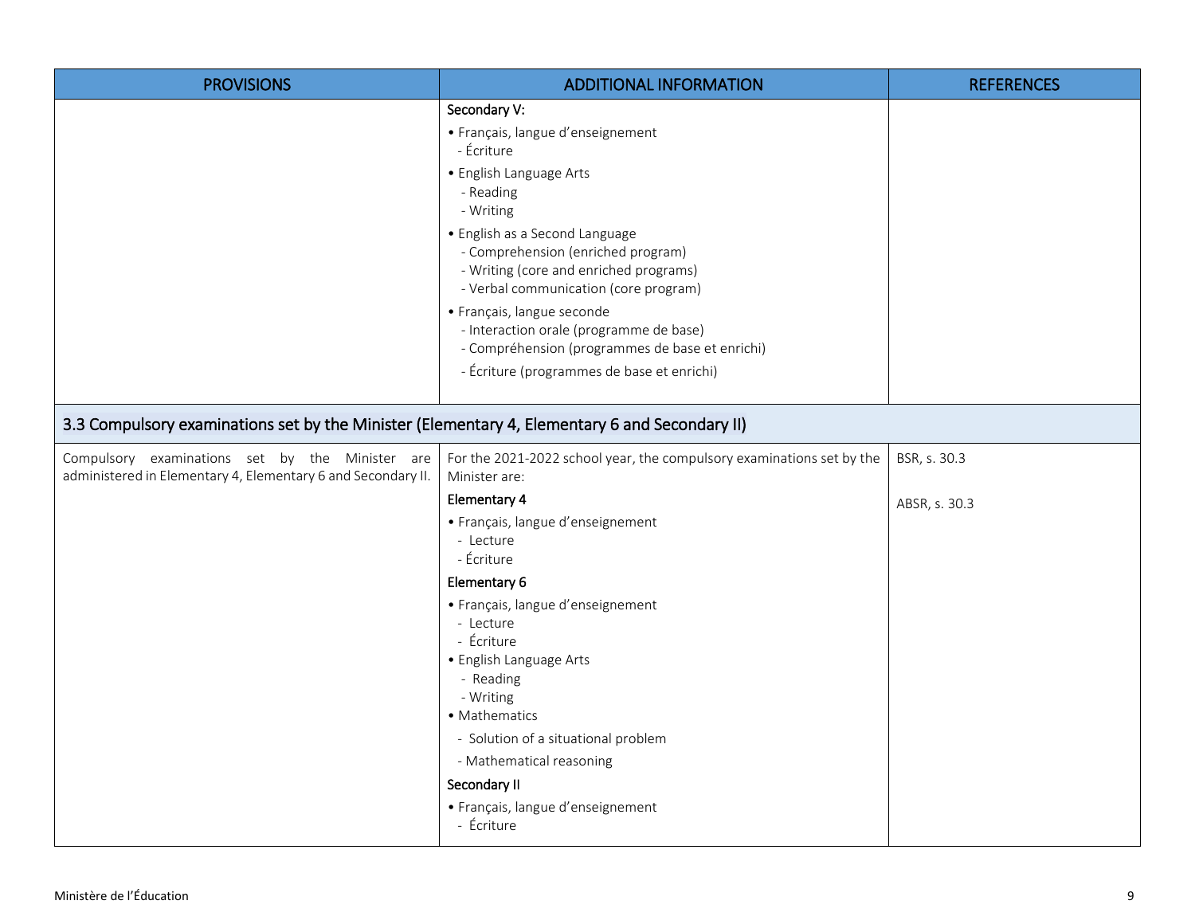| PROVISIONS | ADDITIONAL INFORMATION | REFERENCES |
|---|---|---|
| | **Secondary V:**<br>• Français, langue d'enseignement<br>- Écriture<br>• English Language Arts<br>- Reading<br>- Writing<br>• English as a Second Language<br>- Comprehension (enriched program)<br>- Writing (core and enriched programs)<br>- Verbal communication (core program)<br>• Français, langue seconde<br>- Interaction orale (programme de base)<br>- Compréhension (programmes de base et enrichi)<br>- Écriture (programmes de base et enrichi) | |

### 3.3 Compulsory examinations set by the Minister (Elementary 4, Elementary 6 and Secondary II)

| PROVISIONS | ADDITIONAL INFORMATION | REFERENCES |
|---|---|---|
| Compulsory examinations set by the Minister are administered in Elementary 4, Elementary 6 and Secondary II. | For the 2021-2022 school year, the compulsory examinations set by the Minister are:<br>**Elementary 4**<br>• Français, langue d'enseignement<br>- Lecture<br>- Écriture<br>**Elementary 6**<br>• Français, langue d'enseignement<br>- Lecture<br>- Écriture<br>• English Language Arts<br>- Reading<br>- Writing<br>• Mathematics<br>- Solution of a situational problem<br>- Mathematical reasoning<br>**Secondary II**<br>• Français, langue d'enseignement<br>- Écriture | BSR, s. 30.3<br><br>ABSR, s. 30.3 |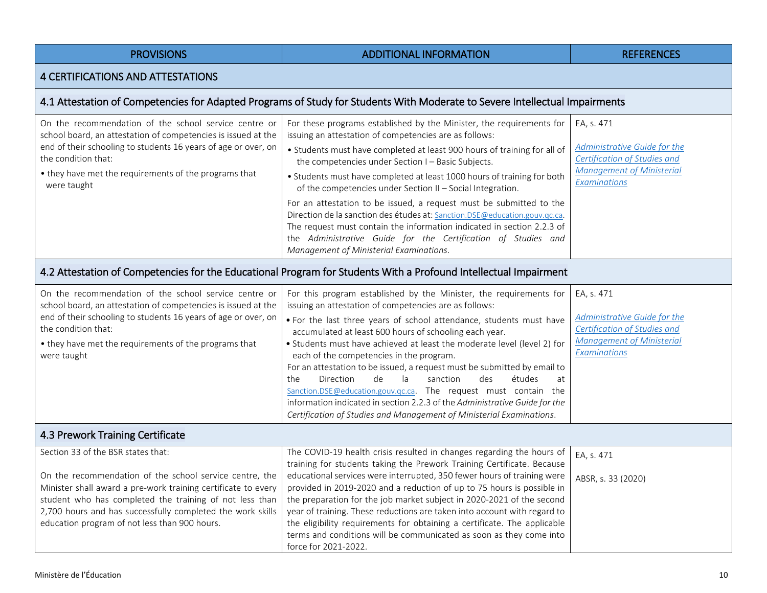| PROVISIONS | ADDITIONAL INFORMATION | REFERENCES |
|---|---|---|
| **4 CERTIFICATIONS AND ATTESTATIONS** | | |
| **4.1 Attestation of Competencies for Adapted Programs of Study for Students With Moderate to Severe Intellectual Impairments** | | |
| On the recommendation of the school service centre or school board, an attestation of competencies is issued at the end of their schooling to students 16 years of age or over, on the condition that:<br>• they have met the requirements of the programs that were taught | For these programs established by the Minister, the requirements for issuing an attestation of competencies are as follows:<br>• Students must have completed at least 900 hours of training for all of the competencies under Section I – Basic Subjects.<br>• Students must have completed at least 1000 hours of training for both of the competencies under Section II – Social Integration.<br>For an attestation to be issued, a request must be submitted to the Direction de la sanction des études at: Sanction.DSE@education.gouv.qc.ca. The request must contain the information indicated in section 2.2.3 of the *Administrative Guide for the Certification of Studies and Management of Ministerial Examinations*. | EA, s. 471<br><br>*Administrative Guide for the Certification of Studies and Management of Ministerial Examinations* |
| **4.2 Attestation of Competencies for the Educational Program for Students With a Profound Intellectual Impairment** | | |
| On the recommendation of the school service centre or school board, an attestation of competencies is issued at the end of their schooling to students 16 years of age or over, on the condition that:<br>• they have met the requirements of the programs that were taught | For this program established by the Minister, the requirements for issuing an attestation of competencies are as follows:<br>• For the last three years of school attendance, students must have accumulated at least 600 hours of schooling each year.<br>• Students must have achieved at least the moderate level (level 2) for each of the competencies in the program.<br>For an attestation to be issued, a request must be submitted by email to the Direction de la sanction des études at Sanction.DSE@education.gouv.qc.ca. The request must contain the information indicated in section 2.2.3 of the *Administrative Guide for the Certification of Studies and Management of Ministerial Examinations*. | EA, s. 471<br><br>*Administrative Guide for the Certification of Studies and Management of Ministerial Examinations* |
| **4.3 Prework Training Certificate** | | |
| Section 33 of the BSR states that:<br><br>On the recommendation of the school service centre, the Minister shall award a pre-work training certificate to every student who has completed the training of not less than 2,700 hours and has successfully completed the work skills education program of not less than 900 hours. | The COVID-19 health crisis resulted in changes regarding the hours of training for students taking the Prework Training Certificate. Because educational services were interrupted, 350 fewer hours of training were provided in 2019-2020 and a reduction of up to 75 hours is possible in the preparation for the job market subject in 2020-2021 of the second year of training. These reductions are taken into account with regard to the eligibility requirements for obtaining a certificate. The applicable terms and conditions will be communicated as soon as they come into force for 2021-2022. | EA, s. 471<br><br>ABSR, s. 33 (2020) |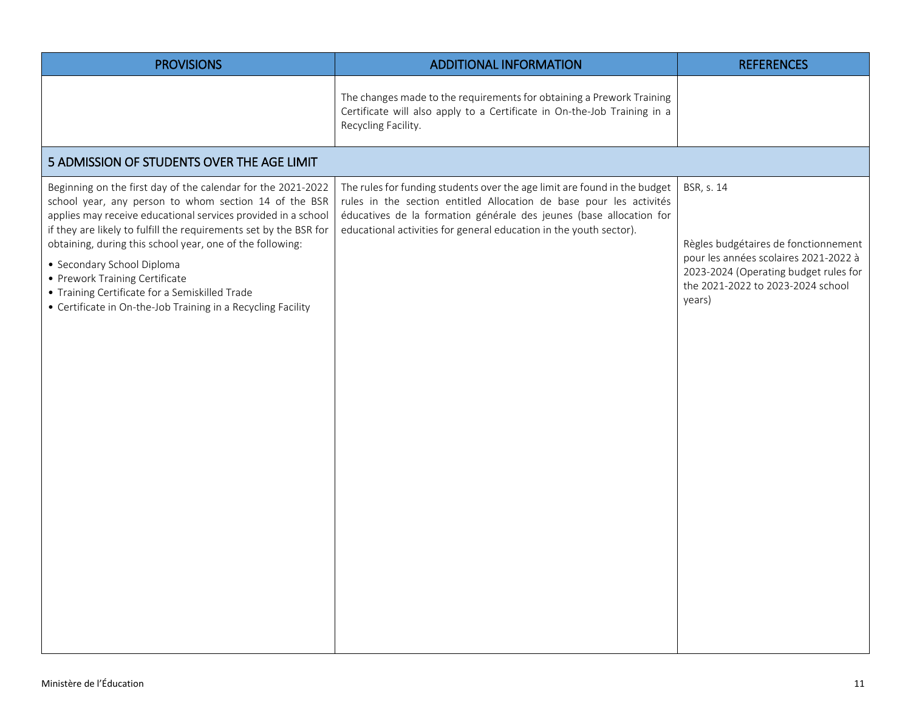| PROVISIONS | ADDITIONAL INFORMATION | REFERENCES |
| --- | --- | --- |
| | The changes made to the requirements for obtaining a Prework Training Certificate will also apply to a Certificate in On-the-Job Training in a Recycling Facility. | |
| **5 ADMISSION OF STUDENTS OVER THE AGE LIMIT** | | |
| Beginning on the first day of the calendar for the 2021-2022 school year, any person to whom section 14 of the BSR applies may receive educational services provided in a school if they are likely to fulfill the requirements set by the BSR for obtaining, during this school year, one of the following:<br>• Secondary School Diploma<br>• Prework Training Certificate<br>• Training Certificate for a Semiskilled Trade<br>• Certificate in On-the-Job Training in a Recycling Facility | The rules for funding students over the age limit are found in the budget rules in the section entitled Allocation de base pour les activités éducatives de la formation générale des jeunes (base allocation for educational activities for general education in the youth sector). | BSR, s. 14<br><br>Règles budgétaires de fonctionnement pour les années scolaires 2021-2022 à 2023-2024 (Operating budget rules for the 2021-2022 to 2023-2024 school years) |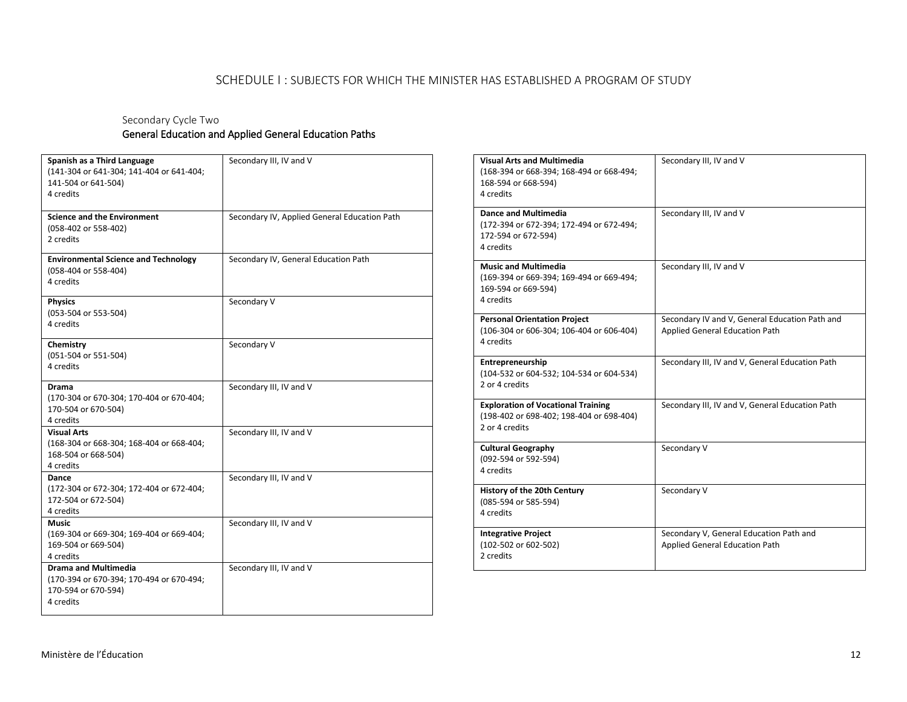# SCHEDULE I : SUBJECTS FOR WHICH THE MINISTER HAS ESTABLISHED A PROGRAM OF STUDY

## Secondary Cycle Two

### General Education and Applied General Education Paths

| Subject | Level |
|---|---|
| **Spanish as a Third Language**<br>(141-304 or 641-304; 141-404 or 641-404; 141-504 or 641-504)<br>4 credits | Secondary III, IV and V |
| **Science and the Environment**<br>(058-402 or 558-402)<br>2 credits | Secondary IV, Applied General Education Path |
| **Environmental Science and Technology**<br>(058-404 or 558-404)<br>4 credits | Secondary IV, General Education Path |
| **Physics**<br>(053-504 or 553-504)<br>4 credits | Secondary V |
| **Chemistry**<br>(051-504 or 551-504)<br>4 credits | Secondary V |
| **Drama**<br>(170-304 or 670-304; 170-404 or 670-404; 170-504 or 670-504)<br>4 credits | Secondary III, IV and V |
| **Visual Arts**<br>(168-304 or 668-304; 168-404 or 668-404; 168-504 or 668-504)<br>4 credits | Secondary III, IV and V |
| **Dance**<br>(172-304 or 672-304; 172-404 or 672-404; 172-504 or 672-504)<br>4 credits | Secondary III, IV and V |
| **Music**<br>(169-304 or 669-304; 169-404 or 669-404; 169-504 or 669-504)<br>4 credits | Secondary III, IV and V |
| **Drama and Multimedia**<br>(170-394 or 670-394; 170-494 or 670-494; 170-594 or 670-594)<br>4 credits | Secondary III, IV and V |
| **Visual Arts and Multimedia**<br>(168-394 or 668-394; 168-494 or 668-494; 168-594 or 668-594)<br>4 credits | Secondary III, IV and V |
| **Dance and Multimedia**<br>(172-394 or 672-394; 172-494 or 672-494; 172-594 or 672-594)<br>4 credits | Secondary III, IV and V |
| **Music and Multimedia**<br>(169-394 or 669-394; 169-494 or 669-494; 169-594 or 669-594)<br>4 credits | Secondary III, IV and V |
| **Personal Orientation Project**<br>(106-304 or 606-304; 106-404 or 606-404)<br>4 credits | Secondary IV and V, General Education Path and Applied General Education Path |
| **Entrepreneurship**<br>(104-532 or 604-532; 104-534 or 604-534)<br>2 or 4 credits | Secondary III, IV and V, General Education Path |
| **Exploration of Vocational Training**<br>(198-402 or 698-402; 198-404 or 698-404)<br>2 or 4 credits | Secondary III, IV and V, General Education Path |
| **Cultural Geography**<br>(092-594 or 592-594)<br>4 credits | Secondary V |
| **History of the 20th Century**<br>(085-594 or 585-594)<br>4 credits | Secondary V |
| **Integrative Project**<br>(102-502 or 602-502)<br>2 credits | Secondary V, General Education Path and Applied General Education Path |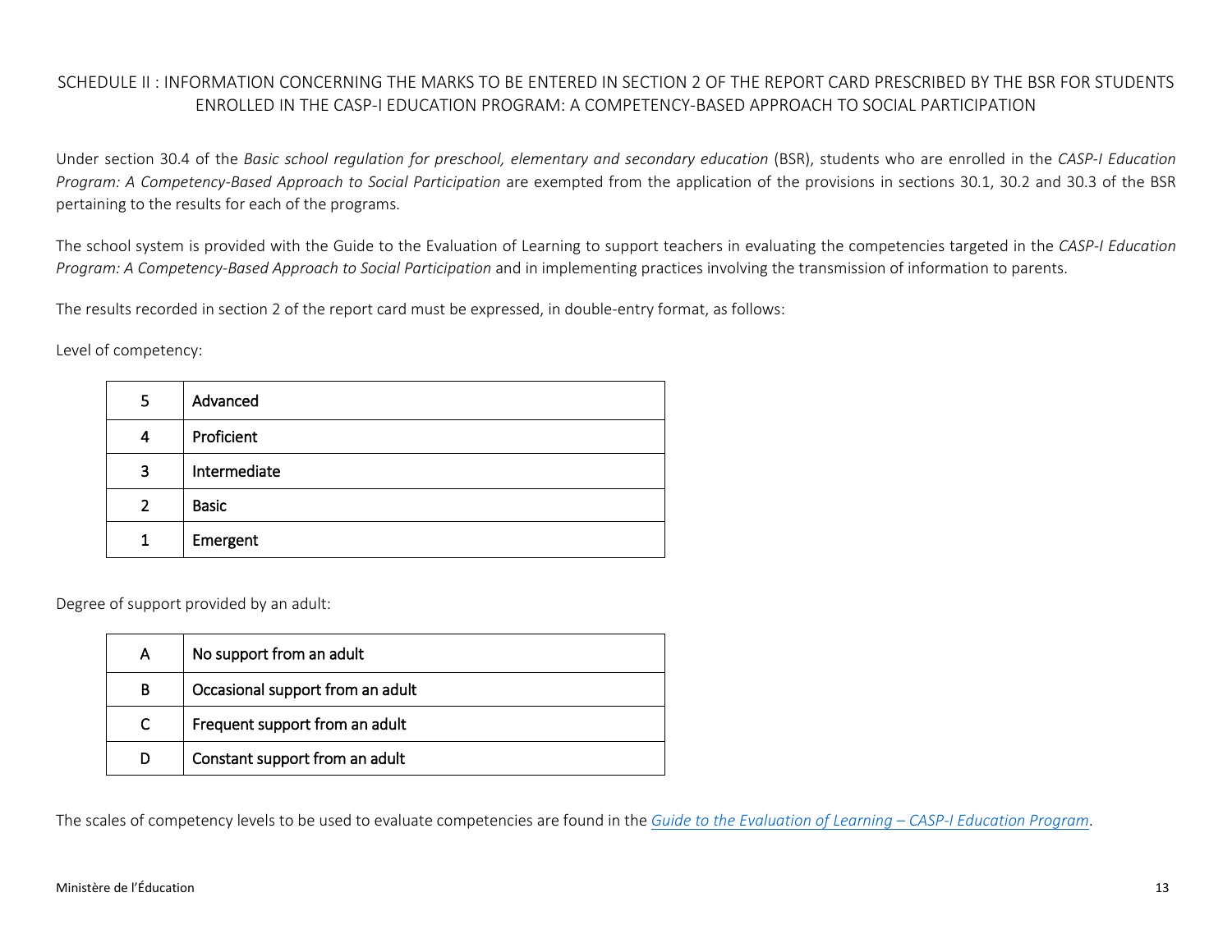## SCHEDULE II : INFORMATION CONCERNING THE MARKS TO BE ENTERED IN SECTION 2 OF THE REPORT CARD PRESCRIBED BY THE BSR FOR STUDENTS ENROLLED IN THE CASP-I EDUCATION PROGRAM: A COMPETENCY-BASED APPROACH TO SOCIAL PARTICIPATION

Under section 30.4 of the *Basic school regulation for preschool, elementary and secondary education* (BSR), students who are enrolled in the *CASP-I Education Program: A Competency-Based Approach to Social Participation* are exempted from the application of the provisions in sections 30.1, 30.2 and 30.3 of the BSR pertaining to the results for each of the programs.

The school system is provided with the Guide to the Evaluation of Learning to support teachers in evaluating the competencies targeted in the *CASP-I Education Program: A Competency-Based Approach to Social Participation* and in implementing practices involving the transmission of information to parents.

The results recorded in section 2 of the report card must be expressed, in double-entry format, as follows:

Level of competency:

| | |
|---|---|
| 5 | Advanced |
| 4 | Proficient |
| 3 | Intermediate |
| 2 | Basic |
| 1 | Emergent |

Degree of support provided by an adult:

| | |
|---|---|
| A | No support from an adult |
| B | Occasional support from an adult |
| C | Frequent support from an adult |
| D | Constant support from an adult |

The scales of competency levels to be used to evaluate competencies are found in the *Guide to the Evaluation of Learning – CASP-I Education Program*.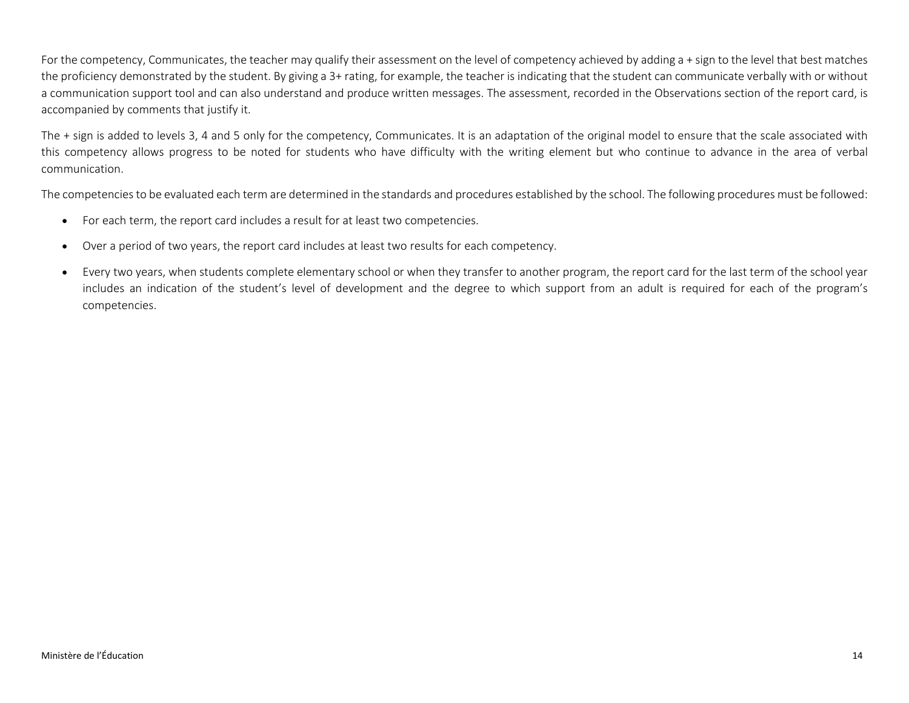For the competency, Communicates, the teacher may qualify their assessment on the level of competency achieved by adding a + sign to the level that best matches the proficiency demonstrated by the student. By giving a 3+ rating, for example, the teacher is indicating that the student can communicate verbally with or without a communication support tool and can also understand and produce written messages. The assessment, recorded in the Observations section of the report card, is accompanied by comments that justify it.

The + sign is added to levels 3, 4 and 5 only for the competency, Communicates. It is an adaptation of the original model to ensure that the scale associated with this competency allows progress to be noted for students who have difficulty with the writing element but who continue to advance in the area of verbal communication.

The competencies to be evaluated each term are determined in the standards and procedures established by the school. The following procedures must be followed:

- For each term, the report card includes a result for at least two competencies.
- Over a period of two years, the report card includes at least two results for each competency.
- Every two years, when students complete elementary school or when they transfer to another program, the report card for the last term of the school year includes an indication of the student's level of development and the degree to which support from an adult is required for each of the program's competencies.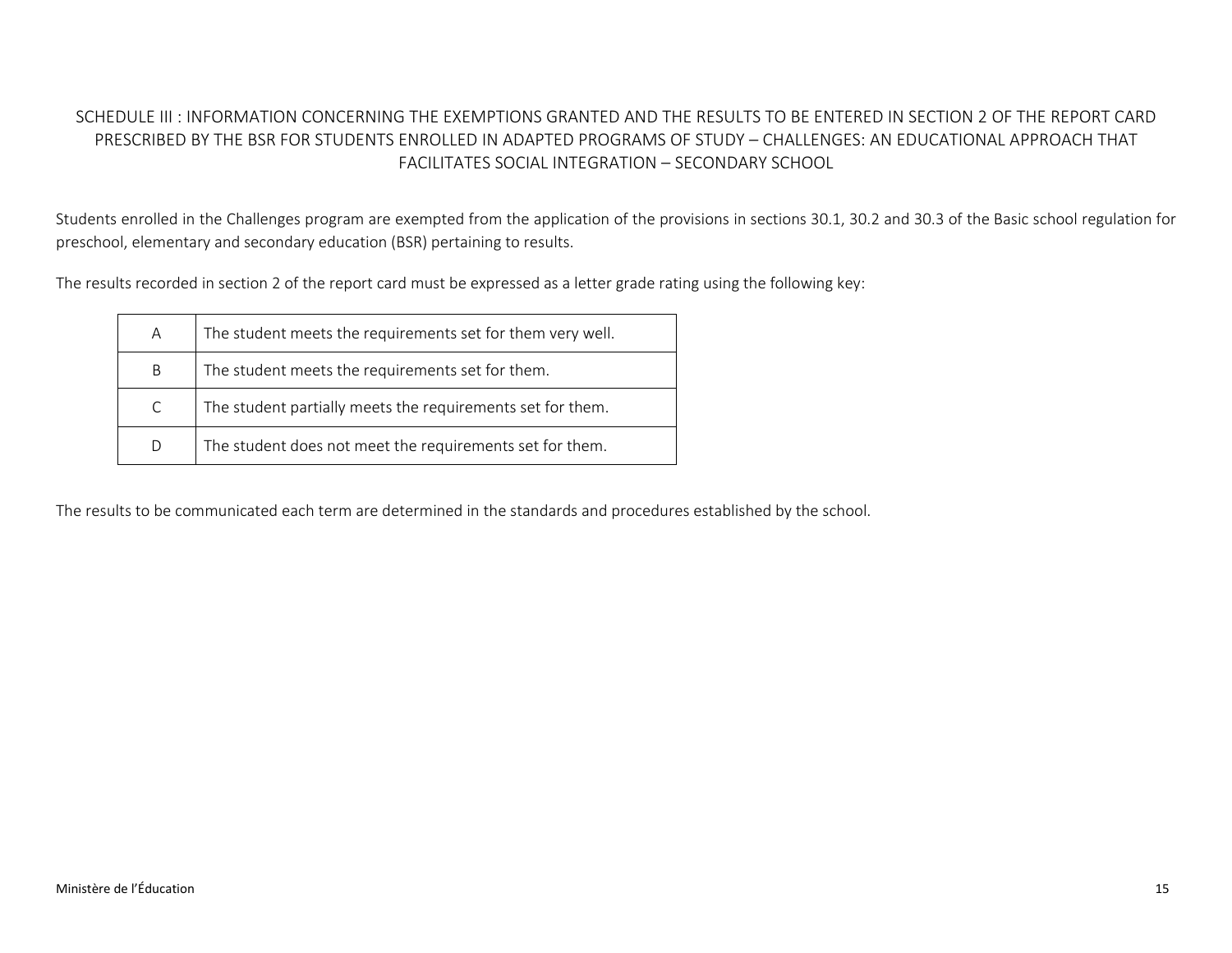# SCHEDULE III : INFORMATION CONCERNING THE EXEMPTIONS GRANTED AND THE RESULTS TO BE ENTERED IN SECTION 2 OF THE REPORT CARD PRESCRIBED BY THE BSR FOR STUDENTS ENROLLED IN ADAPTED PROGRAMS OF STUDY – CHALLENGES: AN EDUCATIONAL APPROACH THAT FACILITATES SOCIAL INTEGRATION – SECONDARY SCHOOL

Students enrolled in the Challenges program are exempted from the application of the provisions in sections 30.1, 30.2 and 30.3 of the Basic school regulation for preschool, elementary and secondary education (BSR) pertaining to results.

The results recorded in section 2 of the report card must be expressed as a letter grade rating using the following key:

| | |
|---|---|
| A | The student meets the requirements set for them very well. |
| B | The student meets the requirements set for them. |
| C | The student partially meets the requirements set for them. |
| D | The student does not meet the requirements set for them. |

The results to be communicated each term are determined in the standards and procedures established by the school.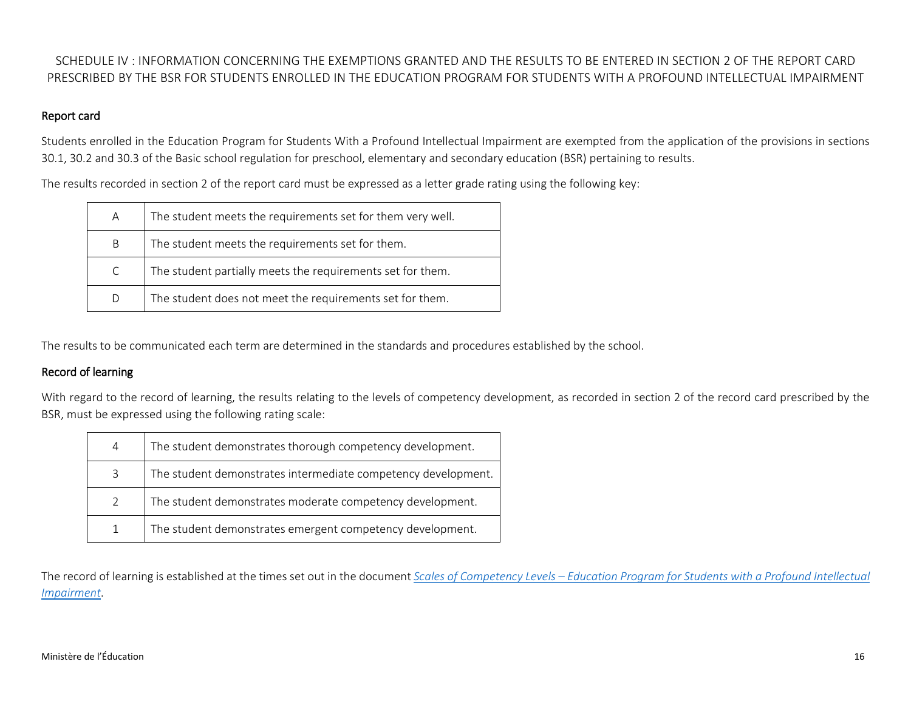# SCHEDULE IV : INFORMATION CONCERNING THE EXEMPTIONS GRANTED AND THE RESULTS TO BE ENTERED IN SECTION 2 OF THE REPORT CARD PRESCRIBED BY THE BSR FOR STUDENTS ENROLLED IN THE EDUCATION PROGRAM FOR STUDENTS WITH A PROFOUND INTELLECTUAL IMPAIRMENT

## Report card

Students enrolled in the Education Program for Students With a Profound Intellectual Impairment are exempted from the application of the provisions in sections 30.1, 30.2 and 30.3 of the Basic school regulation for preschool, elementary and secondary education (BSR) pertaining to results.

The results recorded in section 2 of the report card must be expressed as a letter grade rating using the following key:

| | |
|---|---|
| A | The student meets the requirements set for them very well. |
| B | The student meets the requirements set for them. |
| C | The student partially meets the requirements set for them. |
| D | The student does not meet the requirements set for them. |

The results to be communicated each term are determined in the standards and procedures established by the school.

## Record of learning

With regard to the record of learning, the results relating to the levels of competency development, as recorded in section 2 of the record card prescribed by the BSR, must be expressed using the following rating scale:

| | |
|---|---|
| 4 | The student demonstrates thorough competency development. |
| 3 | The student demonstrates intermediate competency development. |
| 2 | The student demonstrates moderate competency development. |
| 1 | The student demonstrates emergent competency development. |

The record of learning is established at the times set out in the document *Scales of Competency Levels – Education Program for Students with a Profound Intellectual Impairment*.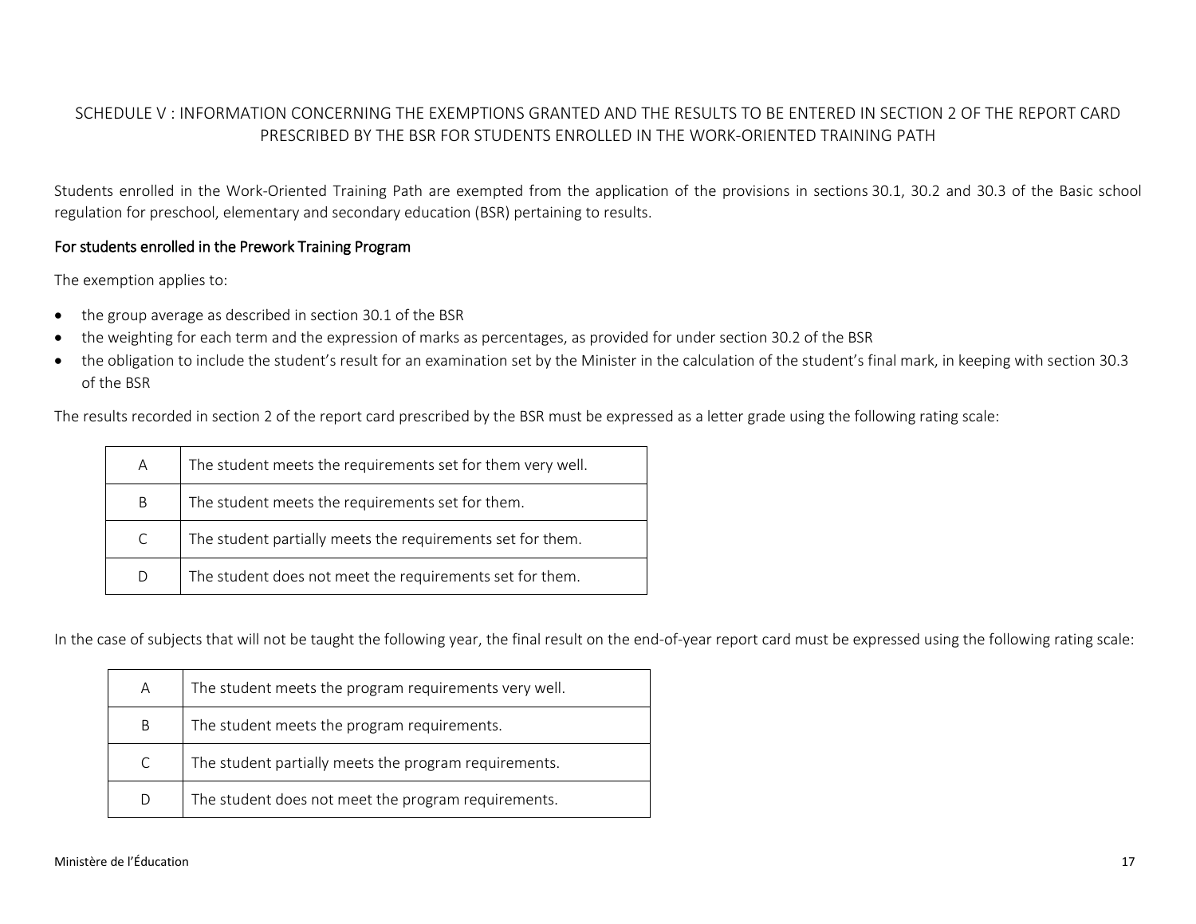# SCHEDULE V : INFORMATION CONCERNING THE EXEMPTIONS GRANTED AND THE RESULTS TO BE ENTERED IN SECTION 2 OF THE REPORT CARD PRESCRIBED BY THE BSR FOR STUDENTS ENROLLED IN THE WORK-ORIENTED TRAINING PATH

Students enrolled in the Work-Oriented Training Path are exempted from the application of the provisions in sections 30.1, 30.2 and 30.3 of the Basic school regulation for preschool, elementary and secondary education (BSR) pertaining to results.

## For students enrolled in the Prework Training Program

The exemption applies to:

- the group average as described in section 30.1 of the BSR
- the weighting for each term and the expression of marks as percentages, as provided for under section 30.2 of the BSR
- the obligation to include the student's result for an examination set by the Minister in the calculation of the student's final mark, in keeping with section 30.3 of the BSR

The results recorded in section 2 of the report card prescribed by the BSR must be expressed as a letter grade using the following rating scale:

| | |
|---|---|
| A | The student meets the requirements set for them very well. |
| B | The student meets the requirements set for them. |
| C | The student partially meets the requirements set for them. |
| D | The student does not meet the requirements set for them. |

In the case of subjects that will not be taught the following year, the final result on the end-of-year report card must be expressed using the following rating scale:

| | |
|---|---|
| A | The student meets the program requirements very well. |
| B | The student meets the program requirements. |
| C | The student partially meets the program requirements. |
| D | The student does not meet the program requirements. |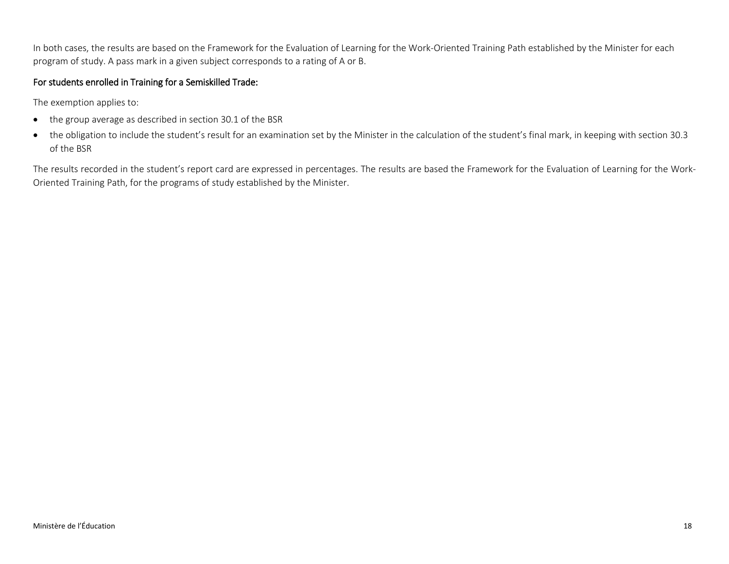In both cases, the results are based on the Framework for the Evaluation of Learning for the Work-Oriented Training Path established by the Minister for each program of study. A pass mark in a given subject corresponds to a rating of A or B.

#### For students enrolled in Training for a Semiskilled Trade:

The exemption applies to:

- the group average as described in section 30.1 of the BSR
- the obligation to include the student's result for an examination set by the Minister in the calculation of the student's final mark, in keeping with section 30.3 of the BSR

The results recorded in the student's report card are expressed in percentages. The results are based the Framework for the Evaluation of Learning for the Work-Oriented Training Path, for the programs of study established by the Minister.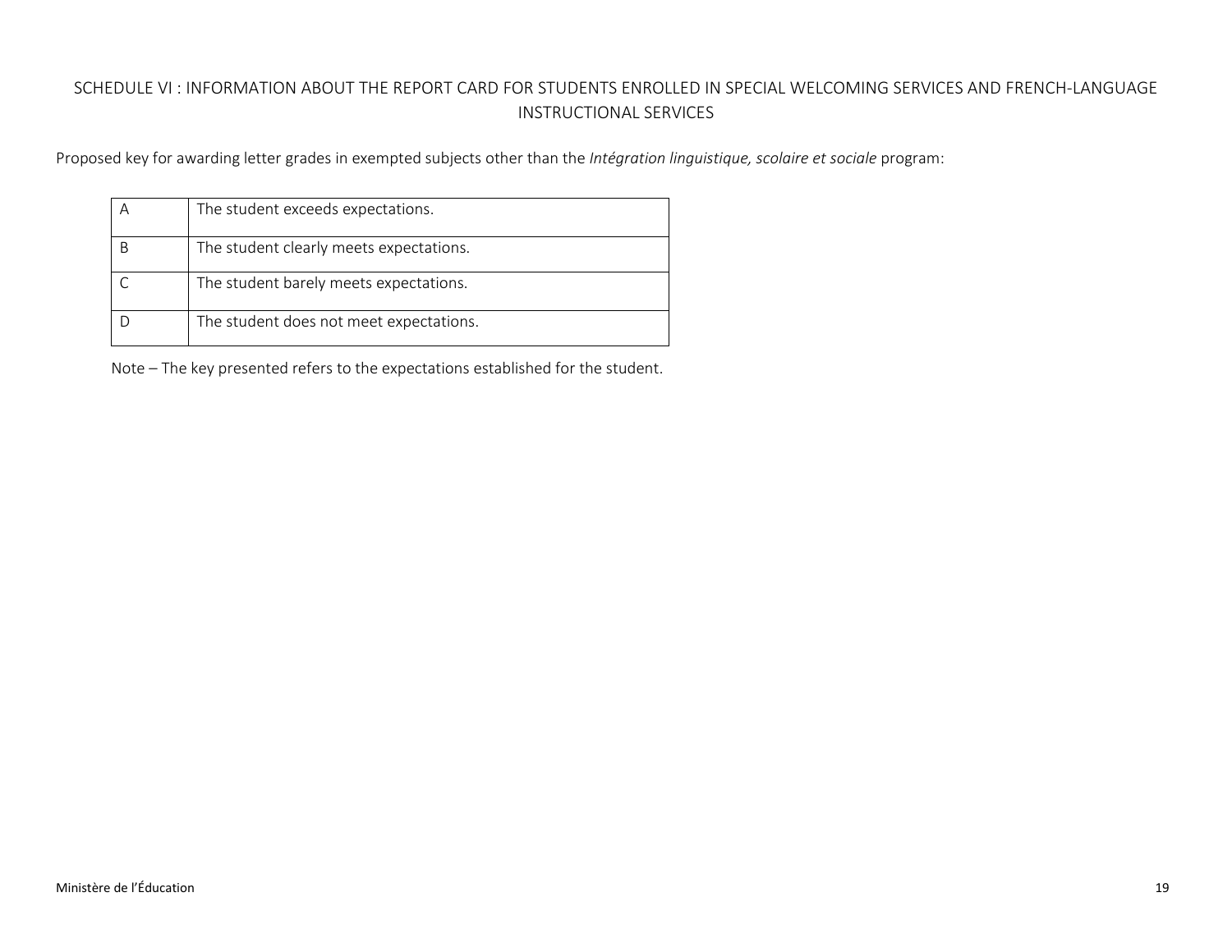# SCHEDULE VI : INFORMATION ABOUT THE REPORT CARD FOR STUDENTS ENROLLED IN SPECIAL WELCOMING SERVICES AND FRENCH-LANGUAGE INSTRUCTIONAL SERVICES

Proposed key for awarding letter grades in exempted subjects other than the *Intégration linguistique, scolaire et sociale* program:

| | |
|---|---|
| A | The student exceeds expectations. |
| B | The student clearly meets expectations. |
| C | The student barely meets expectations. |
| D | The student does not meet expectations. |

Note – The key presented refers to the expectations established for the student.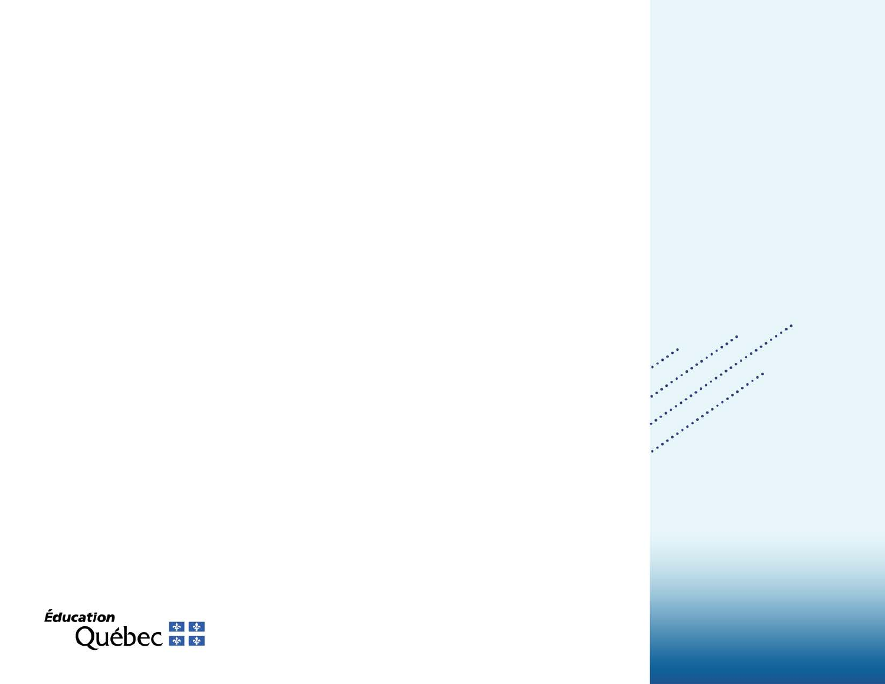Éducation

Québec